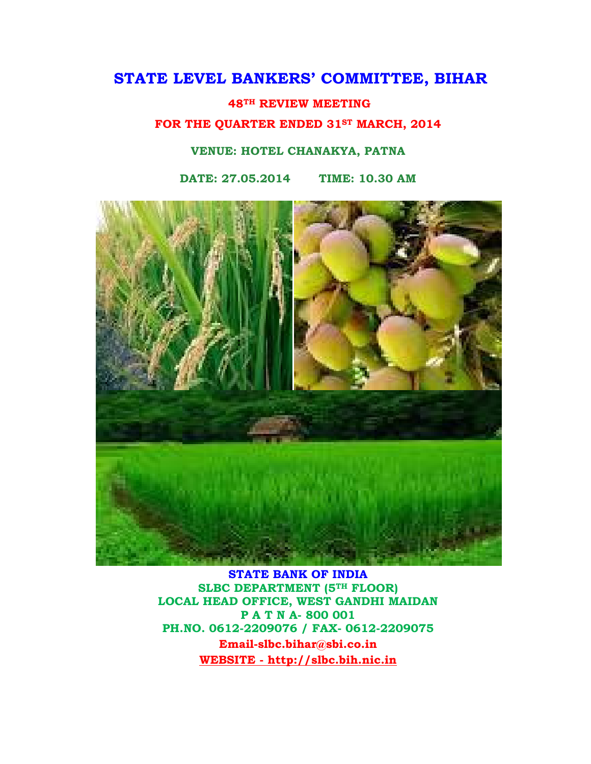# STATE LEVEL BANKERS' COMMITTEE, BIHAR

## 48TH REVIEW MEETING

## FOR THE QUARTER ENDED 31ST MARCH, 2014

**VENUE: HOTEL CHANAKYA, PATNA**

**DATE: 27.05.2014 TIME: 10.30 AM**

**STATE BANK OF INDIA**
**SLBC DEPARTMENT (5TH FLOOR)**
**LOCAL HEAD OFFICE, WEST GANDHI MAIDAN**
**P A T N A- 800 001**
**PH.NO. 0612-2209076 / FAX- 0612-2209075**
**Email-slbc.bihar@sbi.co.in**
**WEBSITE - http://slbc.bih.nic.in**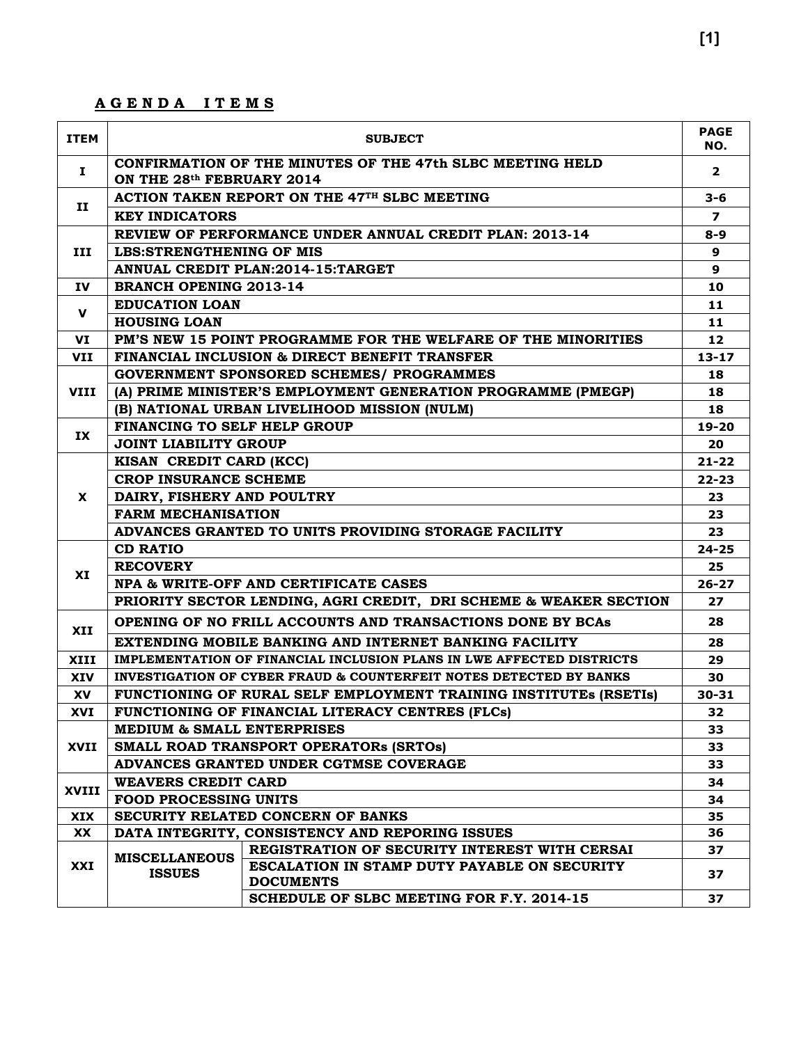## AGENDA ITEMS

| ITEM | SUBJECT | | PAGE NO. |
|---|---|---|---|
| I | CONFIRMATION OF THE MINUTES OF THE 47th SLBC MEETING HELD ON THE 28th FEBRUARY 2014 | | 2 |
| II | ACTION TAKEN REPORT ON THE 47TH SLBC MEETING | | 3-6 |
| | KEY INDICATORS | | 7 |
| III | REVIEW OF PERFORMANCE UNDER ANNUAL CREDIT PLAN: 2013-14 | | 8-9 |
| | LBS:STRENGTHENING OF MIS | | 9 |
| | ANNUAL CREDIT PLAN:2014-15:TARGET | | 9 |
| IV | BRANCH OPENING 2013-14 | | 10 |
| V | EDUCATION LOAN | | 11 |
| | HOUSING LOAN | | 11 |
| VI | PM'S NEW 15 POINT PROGRAMME FOR THE WELFARE OF THE MINORITIES | | 12 |
| VII | FINANCIAL INCLUSION & DIRECT BENEFIT TRANSFER | | 13-17 |
| VIII | GOVERNMENT SPONSORED SCHEMES/ PROGRAMMES | | 18 |
| | (A) PRIME MINISTER'S EMPLOYMENT GENERATION PROGRAMME (PMEGP) | | 18 |
| | (B) NATIONAL URBAN LIVELIHOOD MISSION (NULM) | | 18 |
| IX | FINANCING TO SELF HELP GROUP | | 19-20 |
| | JOINT LIABILITY GROUP | | 20 |
| X | KISAN CREDIT CARD (KCC) | | 21-22 |
| | CROP INSURANCE SCHEME | | 22-23 |
| | DAIRY, FISHERY AND POULTRY | | 23 |
| | FARM MECHANISATION | | 23 |
| | ADVANCES GRANTED TO UNITS PROVIDING STORAGE FACILITY | | 23 |
| XI | CD RATIO | | 24-25 |
| | RECOVERY | | 25 |
| | NPA & WRITE-OFF AND CERTIFICATE CASES | | 26-27 |
| | PRIORITY SECTOR LENDING, AGRI CREDIT, DRI SCHEME & WEAKER SECTION | | 27 |
| XII | OPENING OF NO FRILL ACCOUNTS AND TRANSACTIONS DONE BY BCAs | | 28 |
| | EXTENDING MOBILE BANKING AND INTERNET BANKING FACILITY | | 28 |
| XIII | IMPLEMENTATION OF FINANCIAL INCLUSION PLANS IN LWE AFFECTED DISTRICTS | | 29 |
| XIV | INVESTIGATION OF CYBER FRAUD & COUNTERFEIT NOTES DETECTED BY BANKS | | 30 |
| XV | FUNCTIONING OF RURAL SELF EMPLOYMENT TRAINING INSTITUTEs (RSETIs) | | 30-31 |
| XVI | FUNCTIONING OF FINANCIAL LITERACY CENTRES (FLCs) | | 32 |
| XVII | MEDIUM & SMALL ENTERPRISES | | 33 |
| | SMALL ROAD TRANSPORT OPERATORs (SRTOs) | | 33 |
| | ADVANCES GRANTED UNDER CGTMSE COVERAGE | | 33 |
| XVIII | WEAVERS CREDIT CARD | | 34 |
| | FOOD PROCESSING UNITS | | 34 |
| XIX | SECURITY RELATED CONCERN OF BANKS | | 35 |
| XX | DATA INTEGRITY, CONSISTENCY AND REPORING ISSUES | | 36 |
| XXI | MISCELLANEOUS ISSUES | REGISTRATION OF SECURITY INTEREST WITH CERSAI | 37 |
| | | ESCALATION IN STAMP DUTY PAYABLE ON SECURITY DOCUMENTS | 37 |
| | | SCHEDULE OF SLBC MEETING FOR F.Y. 2014-15 | 37 |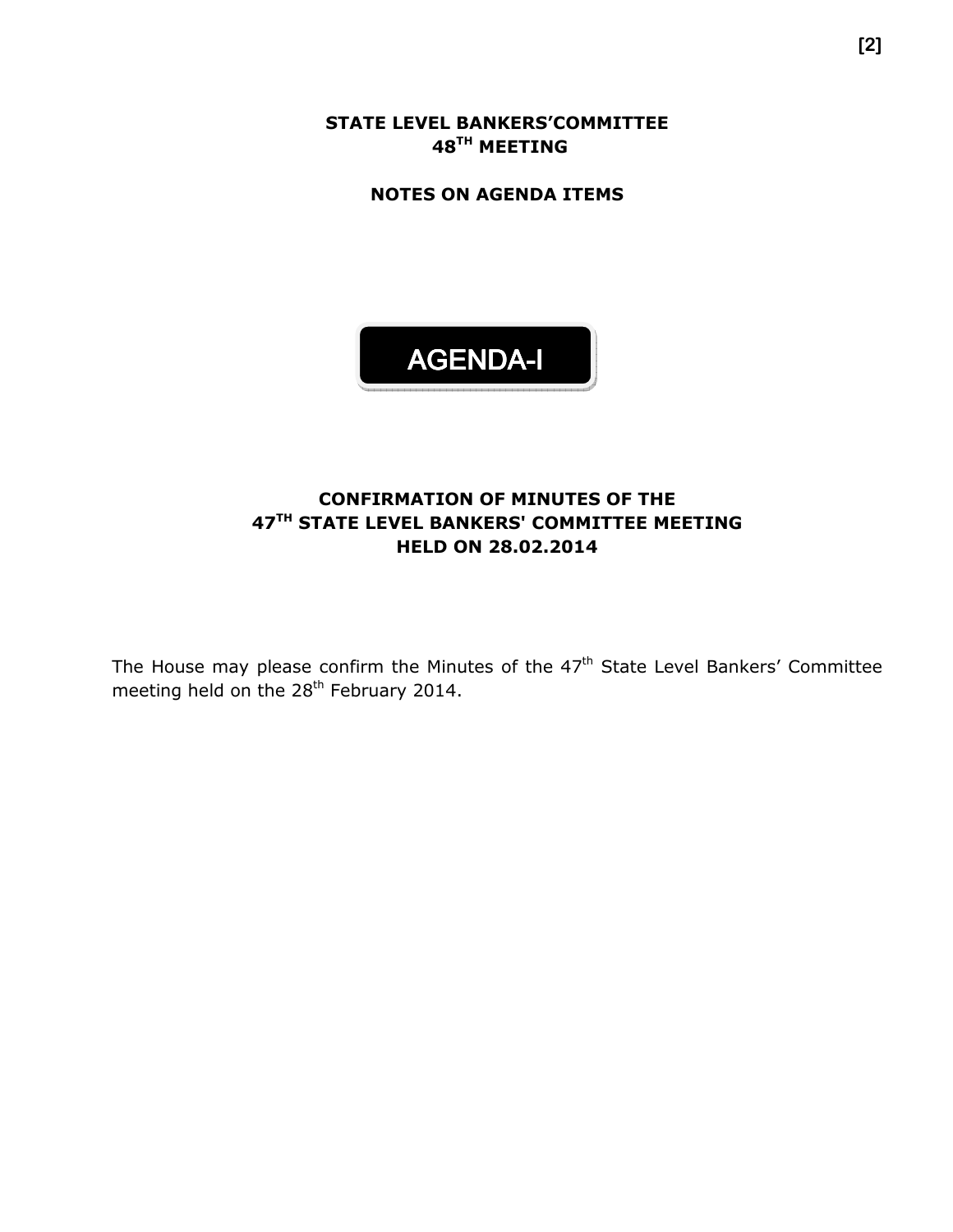# STATE LEVEL BANKERS'COMMITTEE 48TH MEETING

## NOTES ON AGENDA ITEMS

## AGENDA-I

### CONFIRMATION OF MINUTES OF THE 47TH STATE LEVEL BANKERS' COMMITTEE MEETING HELD ON 28.02.2014

The House may please confirm the Minutes of the 47th State Level Bankers' Committee meeting held on the 28th February 2014.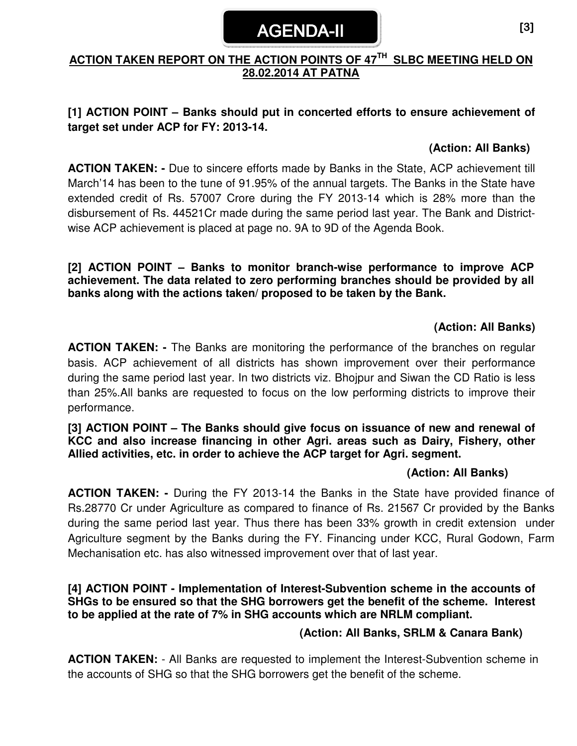# AGENDA-II

## ACTION TAKEN REPORT ON THE ACTION POINTS OF 47TH SLBC MEETING HELD ON 28.02.2014 AT PATNA

**[1] ACTION POINT – Banks should put in concerted efforts to ensure achievement of target set under ACP for FY: 2013-14.**

**(Action: All Banks)**

**ACTION TAKEN: -** Due to sincere efforts made by Banks in the State, ACP achievement till March'14 has been to the tune of 91.95% of the annual targets. The Banks in the State have extended credit of Rs. 57007 Crore during the FY 2013-14 which is 28% more than the disbursement of Rs. 44521Cr made during the same period last year. The Bank and District-wise ACP achievement is placed at page no. 9A to 9D of the Agenda Book.

**[2] ACTION POINT – Banks to monitor branch-wise performance to improve ACP achievement. The data related to zero performing branches should be provided by all banks along with the actions taken/ proposed to be taken by the Bank.**

**(Action: All Banks)**

**ACTION TAKEN: -** The Banks are monitoring the performance of the branches on regular basis. ACP achievement of all districts has shown improvement over their performance during the same period last year. In two districts viz. Bhojpur and Siwan the CD Ratio is less than 25%.All banks are requested to focus on the low performing districts to improve their performance.

**[3] ACTION POINT – The Banks should give focus on issuance of new and renewal of KCC and also increase financing in other Agri. areas such as Dairy, Fishery, other Allied activities, etc. in order to achieve the ACP target for Agri. segment.**

**(Action: All Banks)**

**ACTION TAKEN: -** During the FY 2013-14 the Banks in the State have provided finance of Rs.28770 Cr under Agriculture as compared to finance of Rs. 21567 Cr provided by the Banks during the same period last year. Thus there has been 33% growth in credit extension under Agriculture segment by the Banks during the FY. Financing under KCC, Rural Godown, Farm Mechanisation etc. has also witnessed improvement over that of last year.

**[4] ACTION POINT - Implementation of Interest-Subvention scheme in the accounts of SHGs to be ensured so that the SHG borrowers get the benefit of the scheme. Interest to be applied at the rate of 7% in SHG accounts which are NRLM compliant.**

**(Action: All Banks, SRLM & Canara Bank)**

**ACTION TAKEN:** - All Banks are requested to implement the Interest-Subvention scheme in the accounts of SHG so that the SHG borrowers get the benefit of the scheme.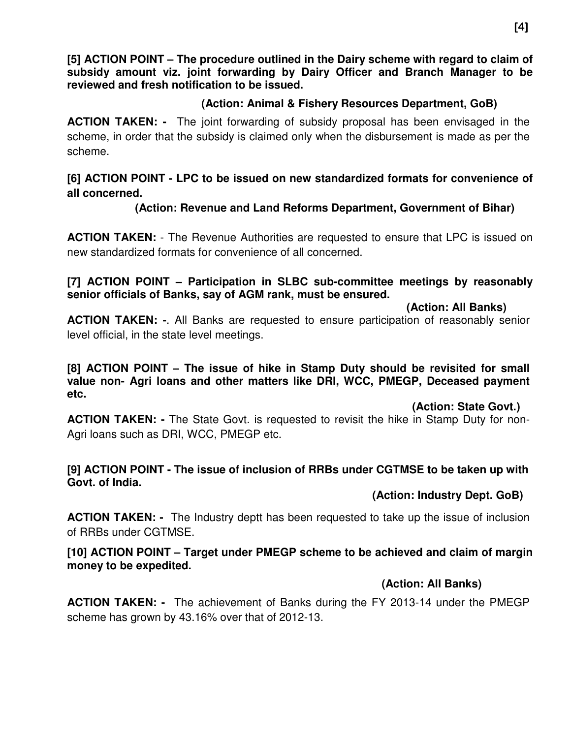**[5] ACTION POINT – The procedure outlined in the Dairy scheme with regard to claim of subsidy amount viz. joint forwarding by Dairy Officer and Branch Manager to be reviewed and fresh notification to be issued.**

**(Action: Animal & Fishery Resources Department, GoB)**

**ACTION TAKEN: -** The joint forwarding of subsidy proposal has been envisaged in the scheme, in order that the subsidy is claimed only when the disbursement is made as per the scheme.

**[6] ACTION POINT - LPC to be issued on new standardized formats for convenience of all concerned.**

**(Action: Revenue and Land Reforms Department, Government of Bihar)**

**ACTION TAKEN:** - The Revenue Authorities are requested to ensure that LPC is issued on new standardized formats for convenience of all concerned.

**[7] ACTION POINT – Participation in SLBC sub-committee meetings by reasonably senior officials of Banks, say of AGM rank, must be ensured.**

**(Action: All Banks)**

**ACTION TAKEN: -**. All Banks are requested to ensure participation of reasonably senior level official, in the state level meetings.

**[8] ACTION POINT – The issue of hike in Stamp Duty should be revisited for small value non- Agri loans and other matters like DRI, WCC, PMEGP, Deceased payment etc.**

**(Action: State Govt.)**

**ACTION TAKEN: -** The State Govt. is requested to revisit the hike in Stamp Duty for non-Agri loans such as DRI, WCC, PMEGP etc.

**[9] ACTION POINT - The issue of inclusion of RRBs under CGTMSE to be taken up with Govt. of India.**

**(Action: Industry Dept. GoB)**

**ACTION TAKEN: -** The Industry deptt has been requested to take up the issue of inclusion of RRBs under CGTMSE.

**[10] ACTION POINT – Target under PMEGP scheme to be achieved and claim of margin money to be expedited.**

**(Action: All Banks)**

**ACTION TAKEN: -** The achievement of Banks during the FY 2013-14 under the PMEGP scheme has grown by 43.16% over that of 2012-13.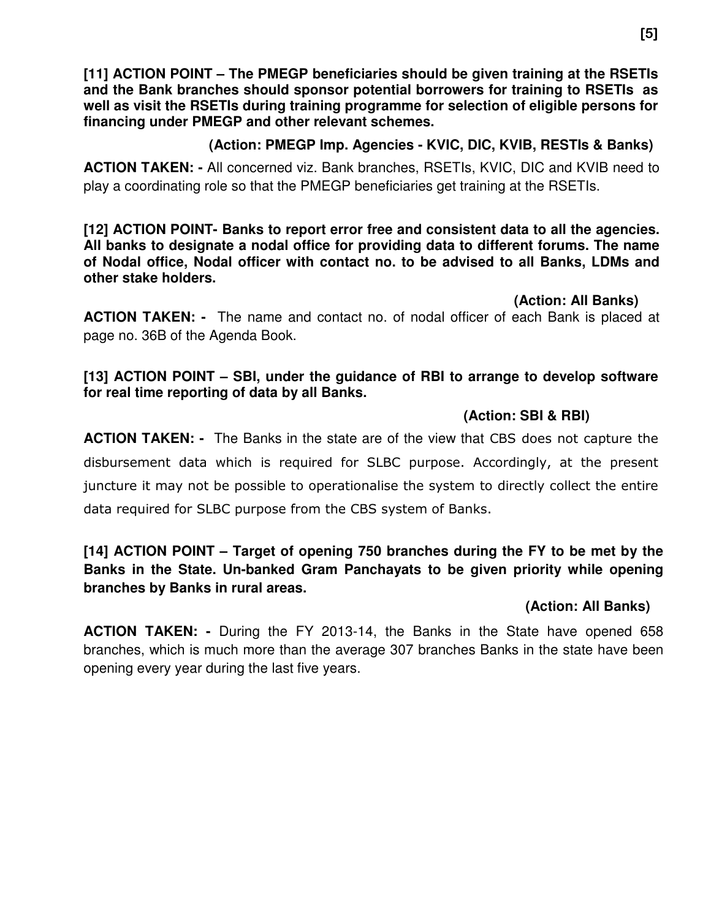**[11] ACTION POINT – The PMEGP beneficiaries should be given training at the RSETIs and the Bank branches should sponsor potential borrowers for training to RSETIs as well as visit the RSETIs during training programme for selection of eligible persons for financing under PMEGP and other relevant schemes.**

**(Action: PMEGP Imp. Agencies - KVIC, DIC, KVIB, RESTIs & Banks)**

**ACTION TAKEN: -** All concerned viz. Bank branches, RSETIs, KVIC, DIC and KVIB need to play a coordinating role so that the PMEGP beneficiaries get training at the RSETIs.

**[12] ACTION POINT- Banks to report error free and consistent data to all the agencies. All banks to designate a nodal office for providing data to different forums. The name of Nodal office, Nodal officer with contact no. to be advised to all Banks, LDMs and other stake holders.**

**(Action: All Banks)**

**ACTION TAKEN: -** The name and contact no. of nodal officer of each Bank is placed at page no. 36B of the Agenda Book.

**[13] ACTION POINT – SBI, under the guidance of RBI to arrange to develop software for real time reporting of data by all Banks.**

**(Action: SBI & RBI)**

**ACTION TAKEN: -** The Banks in the state are of the view that CBS does not capture the disbursement data which is required for SLBC purpose. Accordingly, at the present juncture it may not be possible to operationalise the system to directly collect the entire data required for SLBC purpose from the CBS system of Banks.

**[14] ACTION POINT – Target of opening 750 branches during the FY to be met by the Banks in the State. Un-banked Gram Panchayats to be given priority while opening branches by Banks in rural areas.**

**(Action: All Banks)**

**ACTION TAKEN: -** During the FY 2013-14, the Banks in the State have opened 658 branches, which is much more than the average 307 branches Banks in the state have been opening every year during the last five years.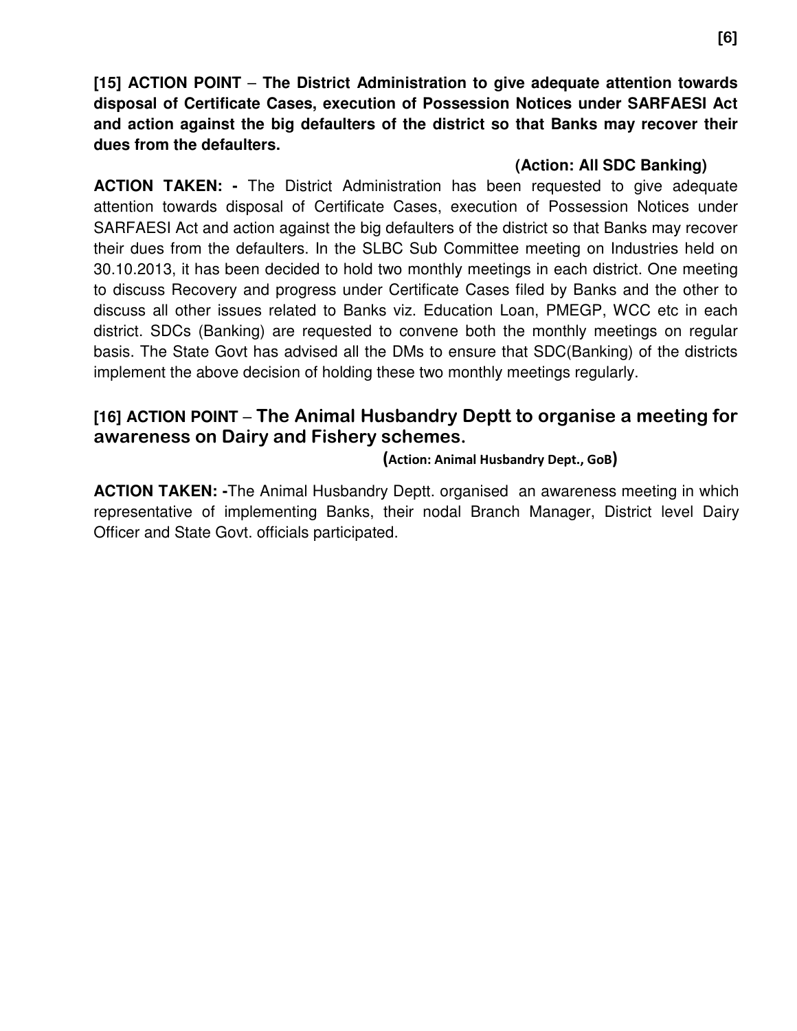**[15] ACTION POINT – The District Administration to give adequate attention towards disposal of Certificate Cases, execution of Possession Notices under SARFAESI Act and action against the big defaulters of the district so that Banks may recover their dues from the defaulters.**

**(Action: All SDC Banking)**

**ACTION TAKEN: -** The District Administration has been requested to give adequate attention towards disposal of Certificate Cases, execution of Possession Notices under SARFAESI Act and action against the big defaulters of the district so that Banks may recover their dues from the defaulters. In the SLBC Sub Committee meeting on Industries held on 30.10.2013, it has been decided to hold two monthly meetings in each district. One meeting to discuss Recovery and progress under Certificate Cases filed by Banks and the other to discuss all other issues related to Banks viz. Education Loan, PMEGP, WCC etc in each district. SDCs (Banking) are requested to convene both the monthly meetings on regular basis. The State Govt has advised all the DMs to ensure that SDC(Banking) of the districts implement the above decision of holding these two monthly meetings regularly.

**[16] ACTION POINT – The Animal Husbandry Deptt to organise a meeting for awareness on Dairy and Fishery schemes.**

**(Action: Animal Husbandry Dept., GoB)**

**ACTION TAKEN: -**The Animal Husbandry Deptt. organised an awareness meeting in which representative of implementing Banks, their nodal Branch Manager, District level Dairy Officer and State Govt. officials participated.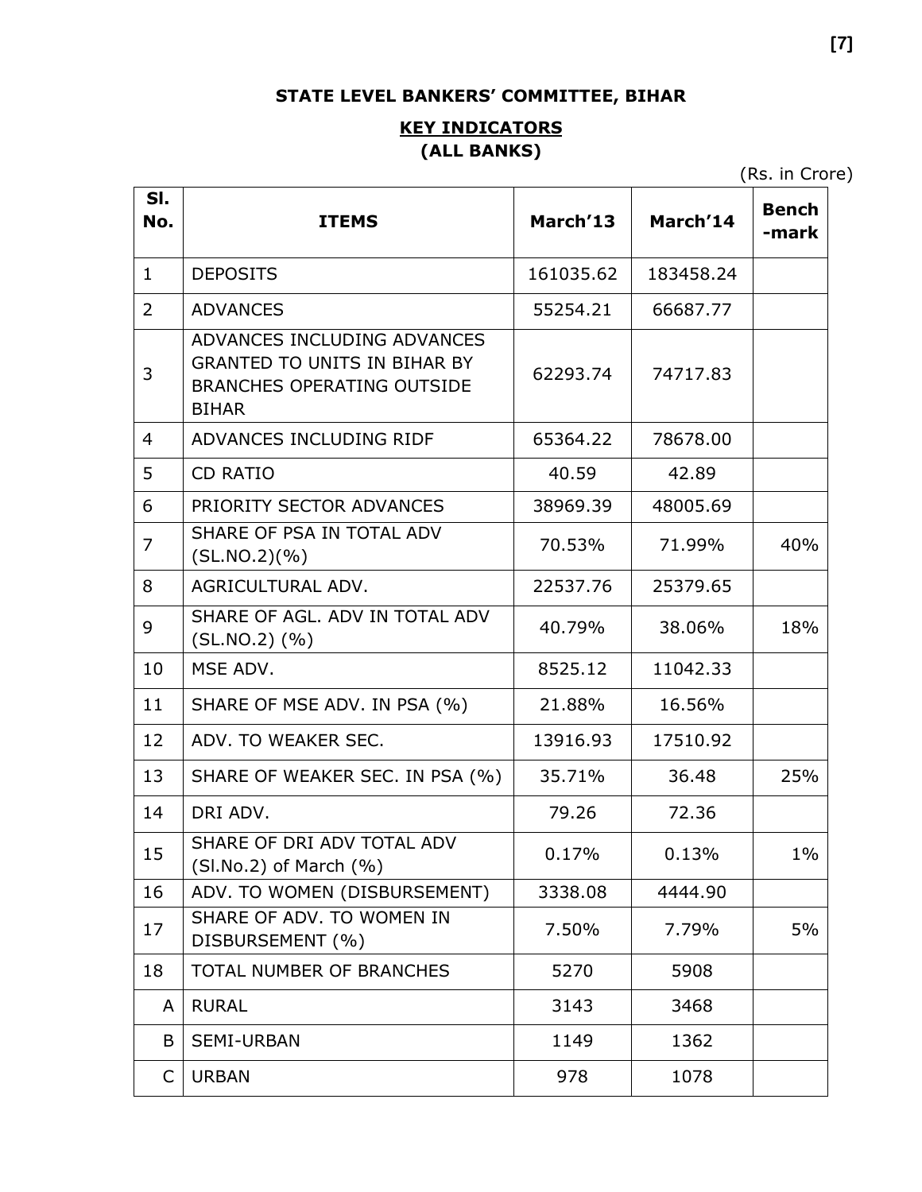## STATE LEVEL BANKERS' COMMITTEE, BIHAR

### KEY INDICATORS (ALL BANKS)

(Rs. in Crore)

| Sl. No. | ITEMS | March'13 | March'14 | Bench -mark |
|---|---|---|---|---|
| 1 | DEPOSITS | 161035.62 | 183458.24 | |
| 2 | ADVANCES | 55254.21 | 66687.77 | |
| 3 | ADVANCES INCLUDING ADVANCES GRANTED TO UNITS IN BIHAR BY BRANCHES OPERATING OUTSIDE BIHAR | 62293.74 | 74717.83 | |
| 4 | ADVANCES INCLUDING RIDF | 65364.22 | 78678.00 | |
| 5 | CD RATIO | 40.59 | 42.89 | |
| 6 | PRIORITY SECTOR ADVANCES | 38969.39 | 48005.69 | |
| 7 | SHARE OF PSA IN TOTAL ADV (SL.NO.2)(%) | 70.53% | 71.99% | 40% |
| 8 | AGRICULTURAL ADV. | 22537.76 | 25379.65 | |
| 9 | SHARE OF AGL. ADV IN TOTAL ADV (SL.NO.2) (%) | 40.79% | 38.06% | 18% |
| 10 | MSE ADV. | 8525.12 | 11042.33 | |
| 11 | SHARE OF MSE ADV. IN PSA (%) | 21.88% | 16.56% | |
| 12 | ADV. TO WEAKER SEC. | 13916.93 | 17510.92 | |
| 13 | SHARE OF WEAKER SEC. IN PSA (%) | 35.71% | 36.48 | 25% |
| 14 | DRI ADV. | 79.26 | 72.36 | |
| 15 | SHARE OF DRI ADV TOTAL ADV (Sl.No.2) of March (%) | 0.17% | 0.13% | 1% |
| 16 | ADV. TO WOMEN (DISBURSEMENT) | 3338.08 | 4444.90 | |
| 17 | SHARE OF ADV. TO WOMEN IN DISBURSEMENT (%) | 7.50% | 7.79% | 5% |
| 18 | TOTAL NUMBER OF BRANCHES | 5270 | 5908 | |
| A | RURAL | 3143 | 3468 | |
| B | SEMI-URBAN | 1149 | 1362 | |
| C | URBAN | 978 | 1078 | |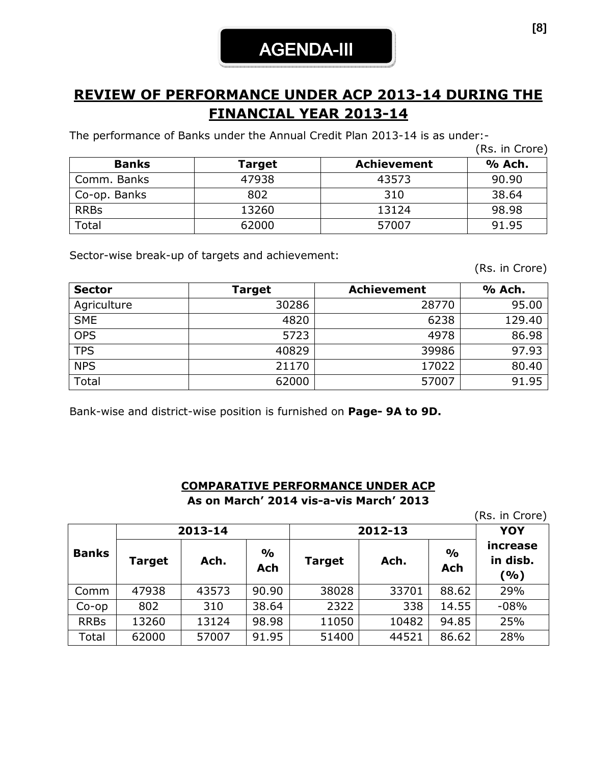# AGENDA-III

## REVIEW OF PERFORMANCE UNDER ACP 2013-14 DURING THE FINANCIAL YEAR 2013-14

The performance of Banks under the Annual Credit Plan 2013-14 is as under:-

(Rs. in Crore)

| Banks | Target | Achievement | % Ach. |
|---|---|---|---|
| Comm. Banks | 47938 | 43573 | 90.90 |
| Co-op. Banks | 802 | 310 | 38.64 |
| RRBs | 13260 | 13124 | 98.98 |
| Total | 62000 | 57007 | 91.95 |

Sector-wise break-up of targets and achievement:

(Rs. in Crore)

| Sector | Target | Achievement | % Ach. |
|---|---|---|---|
| Agriculture | 30286 | 28770 | 95.00 |
| SME | 4820 | 6238 | 129.40 |
| OPS | 5723 | 4978 | 86.98 |
| TPS | 40829 | 39986 | 97.93 |
| NPS | 21170 | 17022 | 80.40 |
| Total | 62000 | 57007 | 91.95 |

Bank-wise and district-wise position is furnished on **Page- 9A to 9D.**

### COMPARATIVE PERFORMANCE UNDER ACP

**As on March' 2014 vis-a-vis March' 2013**

(Rs. in Crore)

| Banks | 2013-14 | | | 2012-13 | | | YOY increase in disb. (%) |
|---|---|---|---|---|---|---|---|
| | Target | Ach. | % Ach | Target | Ach. | % Ach | |
| Comm | 47938 | 43573 | 90.90 | 38028 | 33701 | 88.62 | 29% |
| Co-op | 802 | 310 | 38.64 | 2322 | 338 | 14.55 | -08% |
| RRBs | 13260 | 13124 | 98.98 | 11050 | 10482 | 94.85 | 25% |
| Total | 62000 | 57007 | 91.95 | 51400 | 44521 | 86.62 | 28% |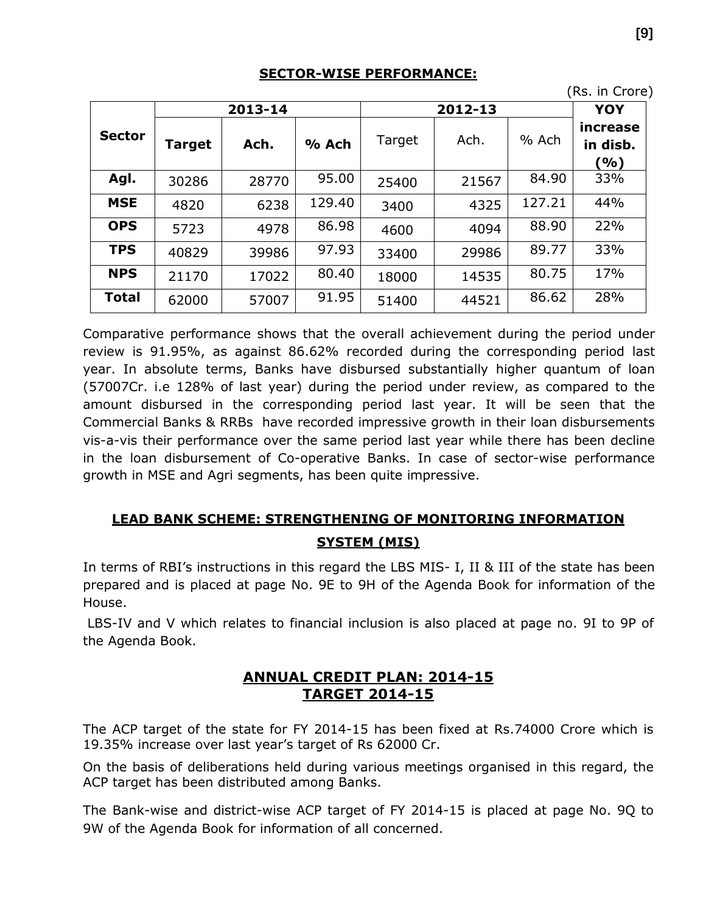## SECTOR-WISE PERFORMANCE:

(Rs. in Crore)

| Sector | 2013-14 | | | 2012-13 | | | YOY increase in disb. (%) |
|---|---|---|---|---|---|---|---|
| | Target | Ach. | % Ach | Target | Ach. | % Ach | |
| Agl. | 30286 | 28770 | 95.00 | 25400 | 21567 | 84.90 | 33% |
| MSE | 4820 | 6238 | 129.40 | 3400 | 4325 | 127.21 | 44% |
| OPS | 5723 | 4978 | 86.98 | 4600 | 4094 | 88.90 | 22% |
| TPS | 40829 | 39986 | 97.93 | 33400 | 29986 | 89.77 | 33% |
| NPS | 21170 | 17022 | 80.40 | 18000 | 14535 | 80.75 | 17% |
| Total | 62000 | 57007 | 91.95 | 51400 | 44521 | 86.62 | 28% |

Comparative performance shows that the overall achievement during the period under review is 91.95%, as against 86.62% recorded during the corresponding period last year. In absolute terms, Banks have disbursed substantially higher quantum of loan (57007Cr. i.e 128% of last year) during the period under review, as compared to the amount disbursed in the corresponding period last year. It will be seen that the Commercial Banks & RRBs have recorded impressive growth in their loan disbursements vis-a-vis their performance over the same period last year while there has been decline in the loan disbursement of Co-operative Banks. In case of sector-wise performance growth in MSE and Agri segments, has been quite impressive.

## LEAD BANK SCHEME: STRENGTHENING OF MONITORING INFORMATION SYSTEM (MIS)

In terms of RBI's instructions in this regard the LBS MIS- I, II & III of the state has been prepared and is placed at page No. 9E to 9H of the Agenda Book for information of the House.

LBS-IV and V which relates to financial inclusion is also placed at page no. 9I to 9P of the Agenda Book.

## ANNUAL CREDIT PLAN: 2014-15
## TARGET 2014-15

The ACP target of the state for FY 2014-15 has been fixed at Rs.74000 Crore which is 19.35% increase over last year's target of Rs 62000 Cr.

On the basis of deliberations held during various meetings organised in this regard, the ACP target has been distributed among Banks.

The Bank-wise and district-wise ACP target of FY 2014-15 is placed at page No. 9Q to 9W of the Agenda Book for information of all concerned.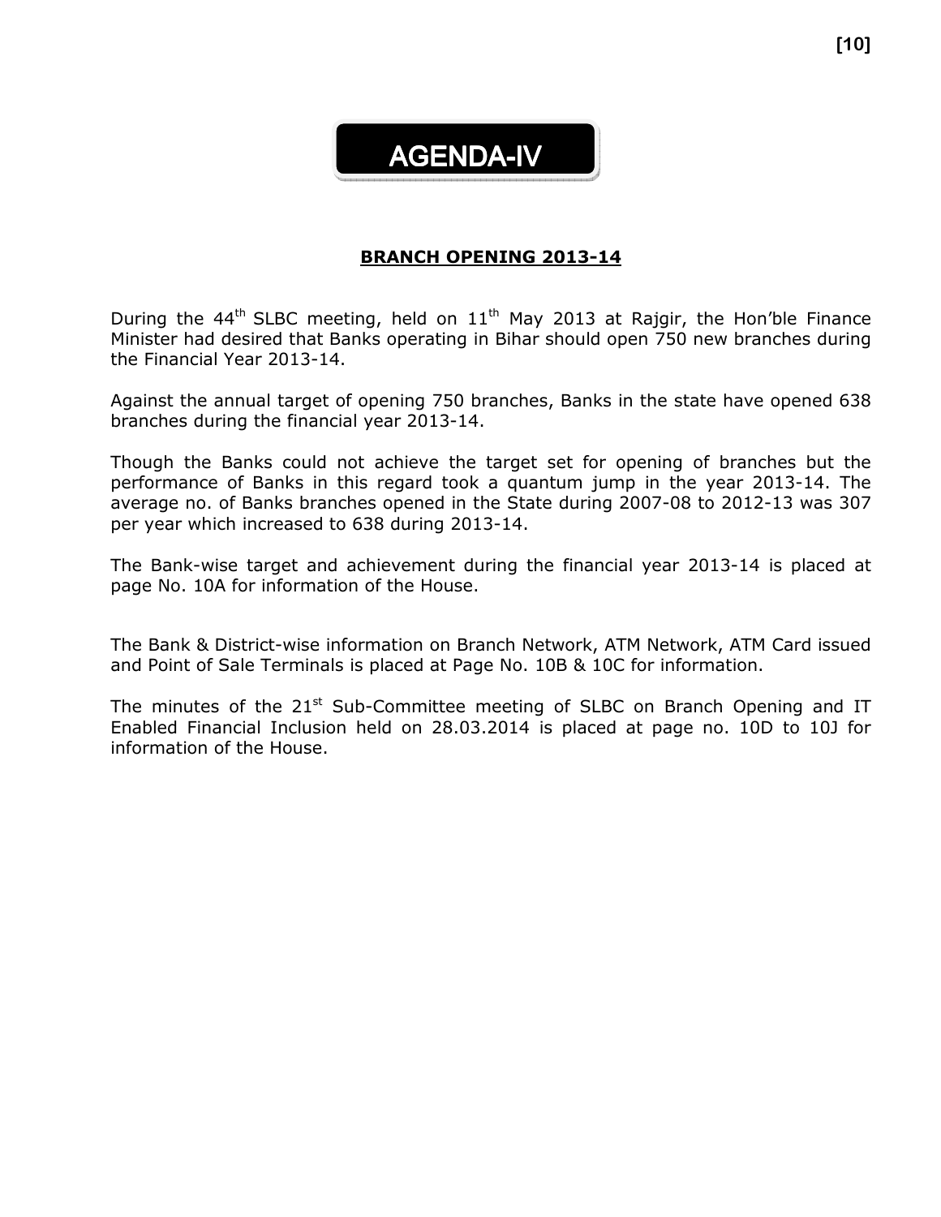# AGENDA-IV

## BRANCH OPENING 2013-14

During the 44th SLBC meeting, held on 11th May 2013 at Rajgir, the Hon'ble Finance Minister had desired that Banks operating in Bihar should open 750 new branches during the Financial Year 2013-14.

Against the annual target of opening 750 branches, Banks in the state have opened 638 branches during the financial year 2013-14.

Though the Banks could not achieve the target set for opening of branches but the performance of Banks in this regard took a quantum jump in the year 2013-14. The average no. of Banks branches opened in the State during 2007-08 to 2012-13 was 307 per year which increased to 638 during 2013-14.

The Bank-wise target and achievement during the financial year 2013-14 is placed at page No. 10A for information of the House.

The Bank & District-wise information on Branch Network, ATM Network, ATM Card issued and Point of Sale Terminals is placed at Page No. 10B & 10C for information.

The minutes of the 21st Sub-Committee meeting of SLBC on Branch Opening and IT Enabled Financial Inclusion held on 28.03.2014 is placed at page no. 10D to 10J for information of the House.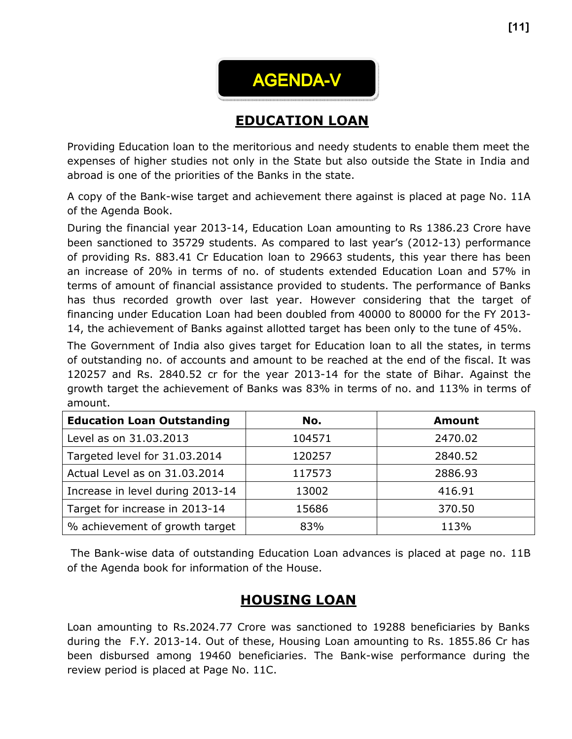# AGENDA-V

## EDUCATION LOAN

Providing Education loan to the meritorious and needy students to enable them meet the expenses of higher studies not only in the State but also outside the State in India and abroad is one of the priorities of the Banks in the state.

A copy of the Bank-wise target and achievement there against is placed at page No. 11A of the Agenda Book.

During the financial year 2013-14, Education Loan amounting to Rs 1386.23 Crore have been sanctioned to 35729 students. As compared to last year's (2012-13) performance of providing Rs. 883.41 Cr Education loan to 29663 students, this year there has been an increase of 20% in terms of no. of students extended Education Loan and 57% in terms of amount of financial assistance provided to students. The performance of Banks has thus recorded growth over last year. However considering that the target of financing under Education Loan had been doubled from 40000 to 80000 for the FY 2013-14, the achievement of Banks against allotted target has been only to the tune of 45%.

The Government of India also gives target for Education loan to all the states, in terms of outstanding no. of accounts and amount to be reached at the end of the fiscal. It was 120257 and Rs. 2840.52 cr for the year 2013-14 for the state of Bihar. Against the growth target the achievement of Banks was 83% in terms of no. and 113% in terms of amount.

| Education Loan Outstanding | No. | Amount |
|---|---|---|
| Level as on 31.03.2013 | 104571 | 2470.02 |
| Targeted level for 31.03.2014 | 120257 | 2840.52 |
| Actual Level as on 31.03.2014 | 117573 | 2886.93 |
| Increase in level during 2013-14 | 13002 | 416.91 |
| Target for increase in 2013-14 | 15686 | 370.50 |
| % achievement of growth target | 83% | 113% |

The Bank-wise data of outstanding Education Loan advances is placed at page no. 11B of the Agenda book for information of the House.

## HOUSING LOAN

Loan amounting to Rs.2024.77 Crore was sanctioned to 19288 beneficiaries by Banks during the F.Y. 2013-14. Out of these, Housing Loan amounting to Rs. 1855.86 Cr has been disbursed among 19460 beneficiaries. The Bank-wise performance during the review period is placed at Page No. 11C.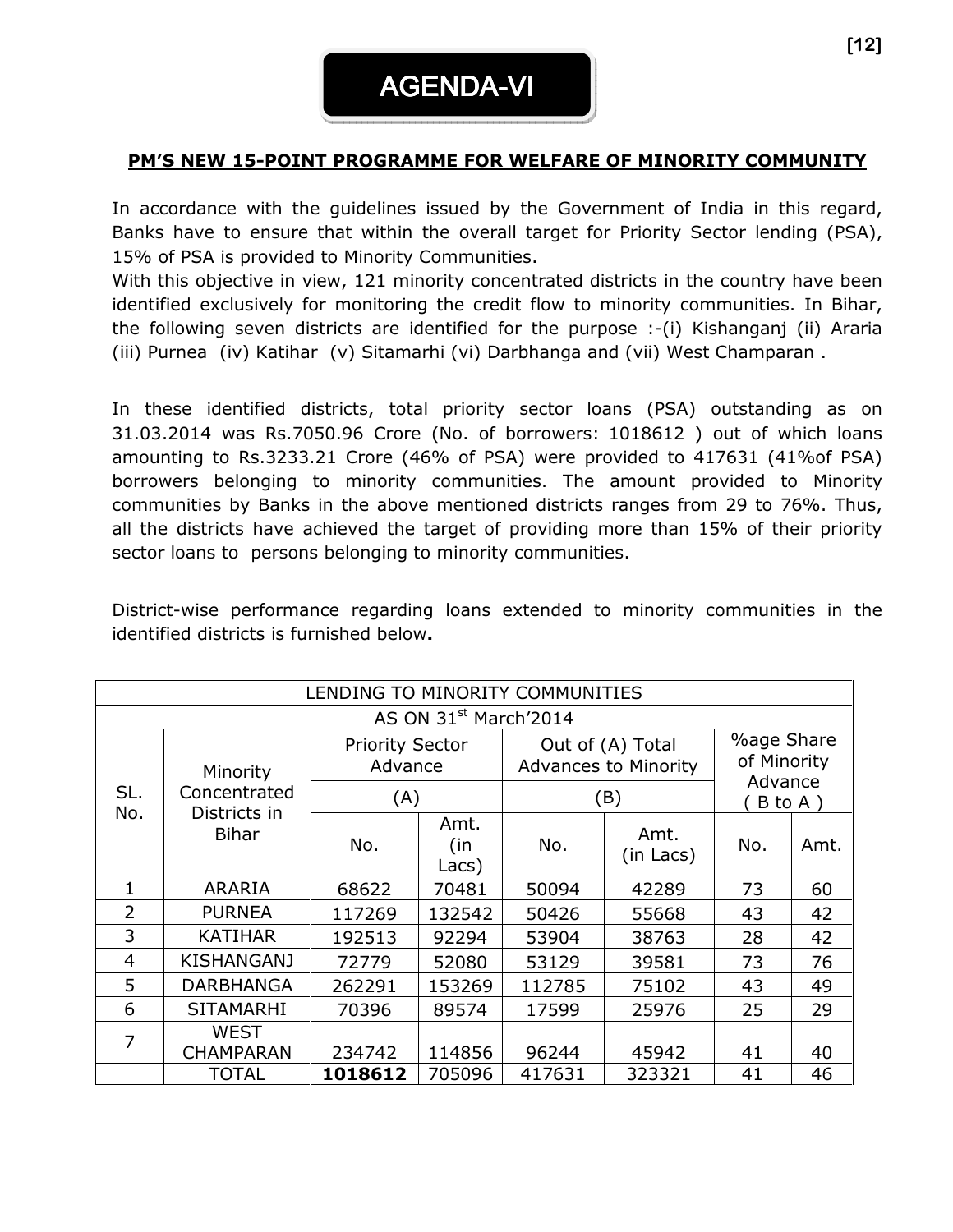# AGENDA-VI

## PM'S NEW 15-POINT PROGRAMME FOR WELFARE OF MINORITY COMMUNITY

In accordance with the guidelines issued by the Government of India in this regard, Banks have to ensure that within the overall target for Priority Sector lending (PSA), 15% of PSA is provided to Minority Communities.
With this objective in view, 121 minority concentrated districts in the country have been identified exclusively for monitoring the credit flow to minority communities. In Bihar, the following seven districts are identified for the purpose :-(i) Kishanganj (ii) Araria (iii) Purnea (iv) Katihar (v) Sitamarhi (vi) Darbhanga and (vii) West Champaran .

In these identified districts, total priority sector loans (PSA) outstanding as on 31.03.2014 was Rs.7050.96 Crore (No. of borrowers: 1018612 ) out of which loans amounting to Rs.3233.21 Crore (46% of PSA) were provided to 417631 (41%of PSA) borrowers belonging to minority communities. The amount provided to Minority communities by Banks in the above mentioned districts ranges from 29 to 76%. Thus, all the districts have achieved the target of providing more than 15% of their priority sector loans to persons belonging to minority communities.

District-wise performance regarding loans extended to minority communities in the identified districts is furnished below**.**

| LENDING TO MINORITY COMMUNITIES AS ON 31st March'2014 | | | | | | | |
|---|---|---|---|---|---|---|---|
| SL. No. | Minority Concentrated Districts in Bihar | Priority Sector Advance (A) | | Out of (A) Total Advances to Minority (B) | | %age Share of Minority Advance ( B to A ) | |
| | | No. | Amt. (in Lacs) | No. | Amt. (in Lacs) | No. | Amt. |
| 1 | ARARIA | 68622 | 70481 | 50094 | 42289 | 73 | 60 |
| 2 | PURNEA | 117269 | 132542 | 50426 | 55668 | 43 | 42 |
| 3 | KATIHAR | 192513 | 92294 | 53904 | 38763 | 28 | 42 |
| 4 | KISHANGANJ | 72779 | 52080 | 53129 | 39581 | 73 | 76 |
| 5 | DARBHANGA | 262291 | 153269 | 112785 | 75102 | 43 | 49 |
| 6 | SITAMARHI | 70396 | 89574 | 17599 | 25976 | 25 | 29 |
| 7 | WEST CHAMPARAN | 234742 | 114856 | 96244 | 45942 | 41 | 40 |
| | TOTAL | **1018612** | 705096 | 417631 | 323321 | 41 | 46 |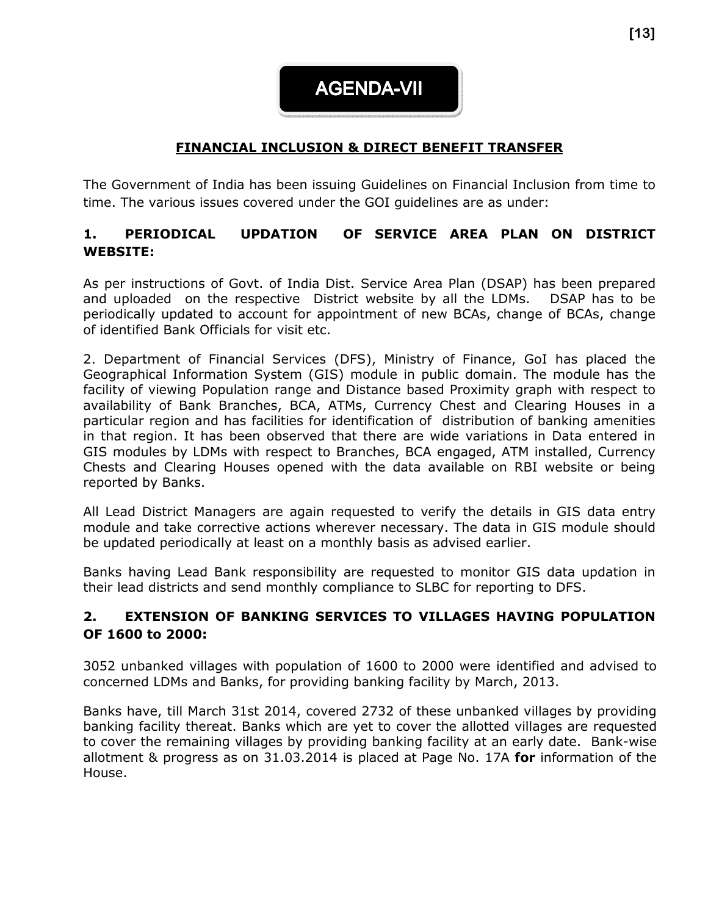# AGENDA-VII

## FINANCIAL INCLUSION & DIRECT BENEFIT TRANSFER

The Government of India has been issuing Guidelines on Financial Inclusion from time to time. The various issues covered under the GOI guidelines are as under:

### 1. PERIODICAL UPDATION OF SERVICE AREA PLAN ON DISTRICT WEBSITE:

As per instructions of Govt. of India Dist. Service Area Plan (DSAP) has been prepared and uploaded on the respective District website by all the LDMs. DSAP has to be periodically updated to account for appointment of new BCAs, change of BCAs, change of identified Bank Officials for visit etc.

2. Department of Financial Services (DFS), Ministry of Finance, GoI has placed the Geographical Information System (GIS) module in public domain. The module has the facility of viewing Population range and Distance based Proximity graph with respect to availability of Bank Branches, BCA, ATMs, Currency Chest and Clearing Houses in a particular region and has facilities for identification of distribution of banking amenities in that region. It has been observed that there are wide variations in Data entered in GIS modules by LDMs with respect to Branches, BCA engaged, ATM installed, Currency Chests and Clearing Houses opened with the data available on RBI website or being reported by Banks.

All Lead District Managers are again requested to verify the details in GIS data entry module and take corrective actions wherever necessary. The data in GIS module should be updated periodically at least on a monthly basis as advised earlier.

Banks having Lead Bank responsibility are requested to monitor GIS data updation in their lead districts and send monthly compliance to SLBC for reporting to DFS.

### 2. EXTENSION OF BANKING SERVICES TO VILLAGES HAVING POPULATION OF 1600 to 2000:

3052 unbanked villages with population of 1600 to 2000 were identified and advised to concerned LDMs and Banks, for providing banking facility by March, 2013.

Banks have, till March 31st 2014, covered 2732 of these unbanked villages by providing banking facility thereat. Banks which are yet to cover the allotted villages are requested to cover the remaining villages by providing banking facility at an early date. Bank-wise allotment & progress as on 31.03.2014 is placed at Page No. 17A **for** information of the House.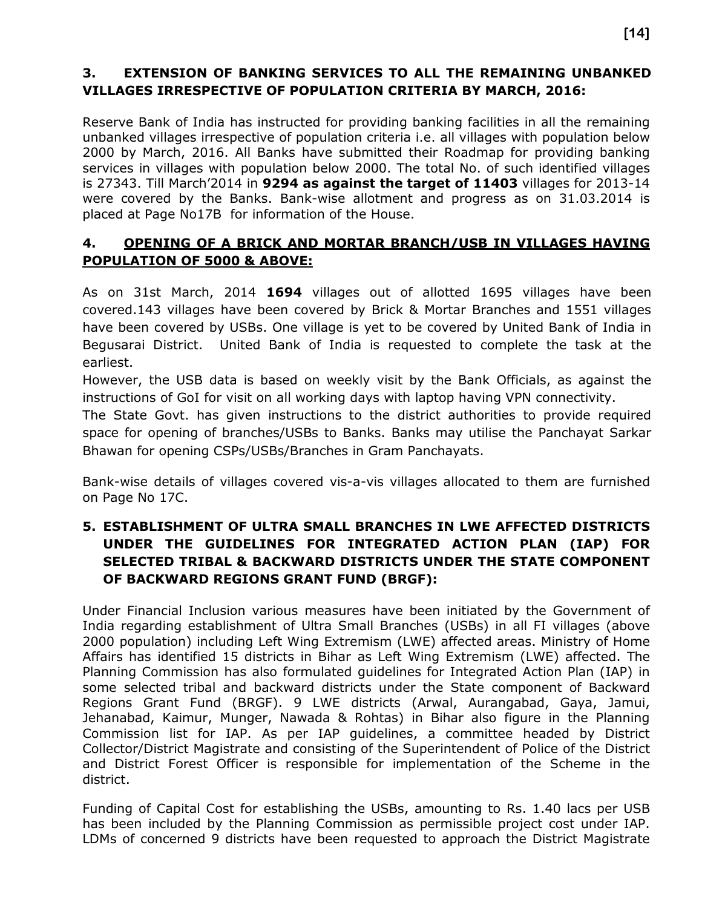## 3. EXTENSION OF BANKING SERVICES TO ALL THE REMAINING UNBANKED VILLAGES IRRESPECTIVE OF POPULATION CRITERIA BY MARCH, 2016:

Reserve Bank of India has instructed for providing banking facilities in all the remaining unbanked villages irrespective of population criteria i.e. all villages with population below 2000 by March, 2016. All Banks have submitted their Roadmap for providing banking services in villages with population below 2000. The total No. of such identified villages is 27343. Till March'2014 in **9294 as against the target of 11403** villages for 2013-14 were covered by the Banks. Bank-wise allotment and progress as on 31.03.2014 is placed at Page No17B for information of the House.

## 4. OPENING OF A BRICK AND MORTAR BRANCH/USB IN VILLAGES HAVING POPULATION OF 5000 & ABOVE:

As on 31st March, 2014 **1694** villages out of allotted 1695 villages have been covered.143 villages have been covered by Brick & Mortar Branches and 1551 villages have been covered by USBs. One village is yet to be covered by United Bank of India in Begusarai District. United Bank of India is requested to complete the task at the earliest.

However, the USB data is based on weekly visit by the Bank Officials, as against the instructions of GoI for visit on all working days with laptop having VPN connectivity.

The State Govt. has given instructions to the district authorities to provide required space for opening of branches/USBs to Banks. Banks may utilise the Panchayat Sarkar Bhawan for opening CSPs/USBs/Branches in Gram Panchayats.

Bank-wise details of villages covered vis-a-vis villages allocated to them are furnished on Page No 17C.

## 5. ESTABLISHMENT OF ULTRA SMALL BRANCHES IN LWE AFFECTED DISTRICTS UNDER THE GUIDELINES FOR INTEGRATED ACTION PLAN (IAP) FOR SELECTED TRIBAL & BACKWARD DISTRICTS UNDER THE STATE COMPONENT OF BACKWARD REGIONS GRANT FUND (BRGF):

Under Financial Inclusion various measures have been initiated by the Government of India regarding establishment of Ultra Small Branches (USBs) in all FI villages (above 2000 population) including Left Wing Extremism (LWE) affected areas. Ministry of Home Affairs has identified 15 districts in Bihar as Left Wing Extremism (LWE) affected. The Planning Commission has also formulated guidelines for Integrated Action Plan (IAP) in some selected tribal and backward districts under the State component of Backward Regions Grant Fund (BRGF). 9 LWE districts (Arwal, Aurangabad, Gaya, Jamui, Jehanabad, Kaimur, Munger, Nawada & Rohtas) in Bihar also figure in the Planning Commission list for IAP. As per IAP guidelines, a committee headed by District Collector/District Magistrate and consisting of the Superintendent of Police of the District and District Forest Officer is responsible for implementation of the Scheme in the district.

Funding of Capital Cost for establishing the USBs, amounting to Rs. 1.40 lacs per USB has been included by the Planning Commission as permissible project cost under IAP. LDMs of concerned 9 districts have been requested to approach the District Magistrate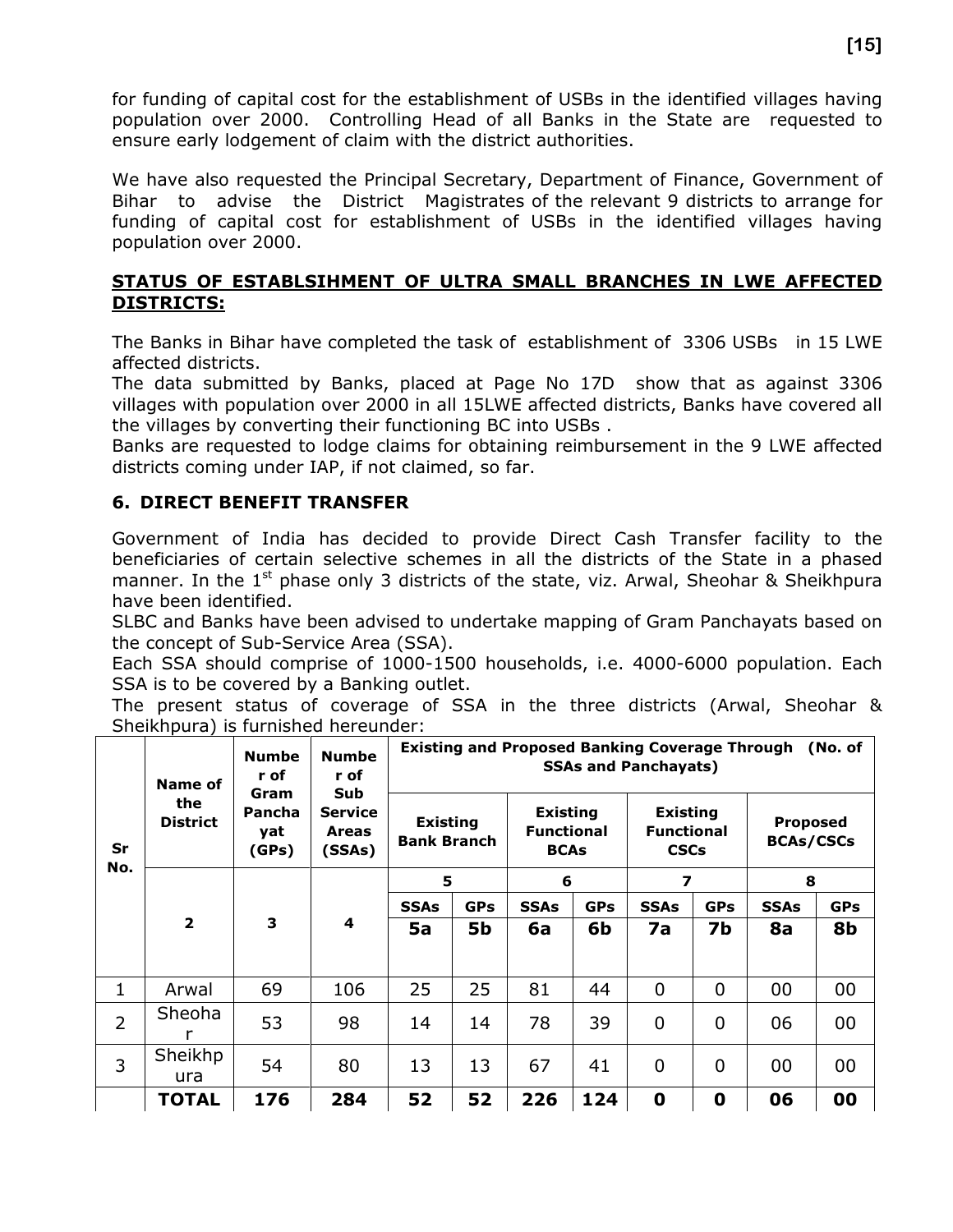for funding of capital cost for the establishment of USBs in the identified villages having population over 2000. Controlling Head of all Banks in the State are requested to ensure early lodgement of claim with the district authorities.

We have also requested the Principal Secretary, Department of Finance, Government of Bihar to advise the District Magistrates of the relevant 9 districts to arrange for funding of capital cost for establishment of USBs in the identified villages having population over 2000.

## STATUS OF ESTABLSIHMENT OF ULTRA SMALL BRANCHES IN LWE AFFECTED DISTRICTS:

The Banks in Bihar have completed the task of establishment of 3306 USBs in 15 LWE affected districts.

The data submitted by Banks, placed at Page No 17D show that as against 3306 villages with population over 2000 in all 15LWE affected districts, Banks have covered all the villages by converting their functioning BC into USBs .

Banks are requested to lodge claims for obtaining reimbursement in the 9 LWE affected districts coming under IAP, if not claimed, so far.

## 6. DIRECT BENEFIT TRANSFER

Government of India has decided to provide Direct Cash Transfer facility to the beneficiaries of certain selective schemes in all the districts of the State in a phased manner. In the 1st phase only 3 districts of the state, viz. Arwal, Sheohar & Sheikhpura have been identified.

SLBC and Banks have been advised to undertake mapping of Gram Panchayats based on the concept of Sub-Service Area (SSA).

Each SSA should comprise of 1000-1500 households, i.e. 4000-6000 population. Each SSA is to be covered by a Banking outlet.

The present status of coverage of SSA in the three districts (Arwal, Sheohar & Sheikhpura) is furnished hereunder:

| Sr No. | Name of the District | Number of Gram Panchayat (GPs) | Number of Sub Service Areas (SSAs) | Existing and Proposed Banking Coverage Through (No. of SSAs and Panchayats) | | | | | | | |
|---|---|---|---|---|---|---|---|---|---|---|---|
| | | | | Existing Bank Branch | | Existing Functional BCAs | | Existing Functional CSCs | | Proposed BCAs/CSCs | |
| | | | | 5 | | 6 | | 7 | | 8 | |
| | | | | SSAs | GPs | SSAs | GPs | SSAs | GPs | SSAs | GPs |
| | 2 | 3 | 4 | 5a | 5b | 6a | 6b | 7a | 7b | 8a | 8b |
| 1 | Arwal | 69 | 106 | 25 | 25 | 81 | 44 | 0 | 0 | 00 | 00 |
| 2 | Sheohar | 53 | 98 | 14 | 14 | 78 | 39 | 0 | 0 | 06 | 00 |
| 3 | Sheikhpura | 54 | 80 | 13 | 13 | 67 | 41 | 0 | 0 | 00 | 00 |
| | **TOTAL** | **176** | **284** | **52** | **52** | **226** | **124** | **0** | **0** | **06** | **00** |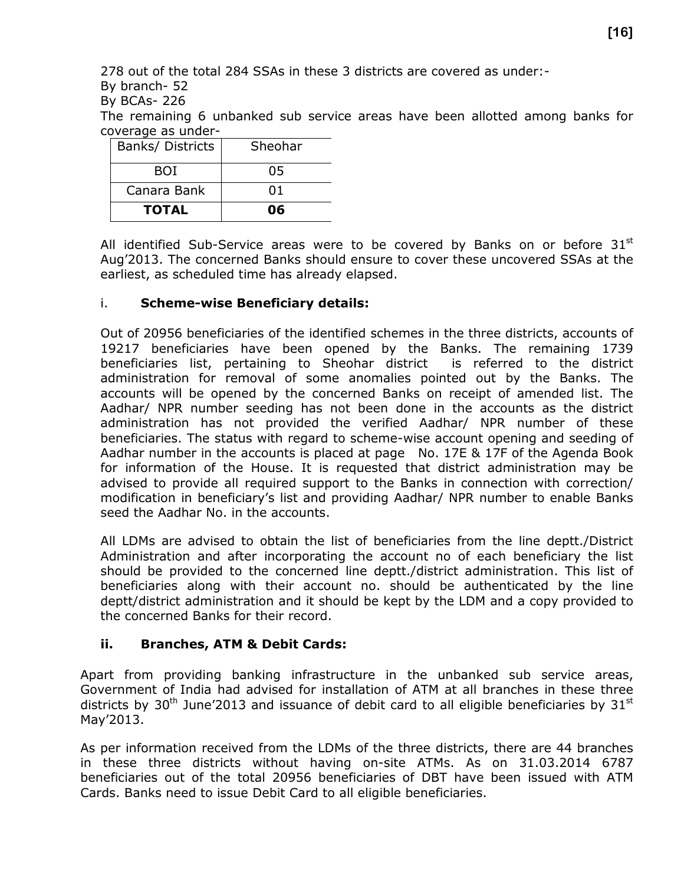278 out of the total 284 SSAs in these 3 districts are covered as under:-

By branch- 52

By BCAs- 226

The remaining 6 unbanked sub service areas have been allotted among banks for coverage as under-

| Banks/ Districts | Sheohar |
|---|---|
| BOI | 05 |
| Canara Bank | 01 |
| **TOTAL** | **06** |

All identified Sub-Service areas were to be covered by Banks on or before 31st Aug'2013. The concerned Banks should ensure to cover these uncovered SSAs at the earliest, as scheduled time has already elapsed.

i. **Scheme-wise Beneficiary details:**

Out of 20956 beneficiaries of the identified schemes in the three districts, accounts of 19217 beneficiaries have been opened by the Banks. The remaining 1739 beneficiaries list, pertaining to Sheohar district is referred to the district administration for removal of some anomalies pointed out by the Banks. The accounts will be opened by the concerned Banks on receipt of amended list. The Aadhar/ NPR number seeding has not been done in the accounts as the district administration has not provided the verified Aadhar/ NPR number of these beneficiaries. The status with regard to scheme-wise account opening and seeding of Aadhar number in the accounts is placed at page No. 17E & 17F of the Agenda Book for information of the House. It is requested that district administration may be advised to provide all required support to the Banks in connection with correction/ modification in beneficiary's list and providing Aadhar/ NPR number to enable Banks seed the Aadhar No. in the accounts.

All LDMs are advised to obtain the list of beneficiaries from the line deptt./District Administration and after incorporating the account no of each beneficiary the list should be provided to the concerned line deptt./district administration. This list of beneficiaries along with their account no. should be authenticated by the line deptt/district administration and it should be kept by the LDM and a copy provided to the concerned Banks for their record.

**ii. Branches, ATM & Debit Cards:**

Apart from providing banking infrastructure in the unbanked sub service areas, Government of India had advised for installation of ATM at all branches in these three districts by 30th June'2013 and issuance of debit card to all eligible beneficiaries by 31st May'2013.

As per information received from the LDMs of the three districts, there are 44 branches in these three districts without having on-site ATMs. As on 31.03.2014 6787 beneficiaries out of the total 20956 beneficiaries of DBT have been issued with ATM Cards. Banks need to issue Debit Card to all eligible beneficiaries.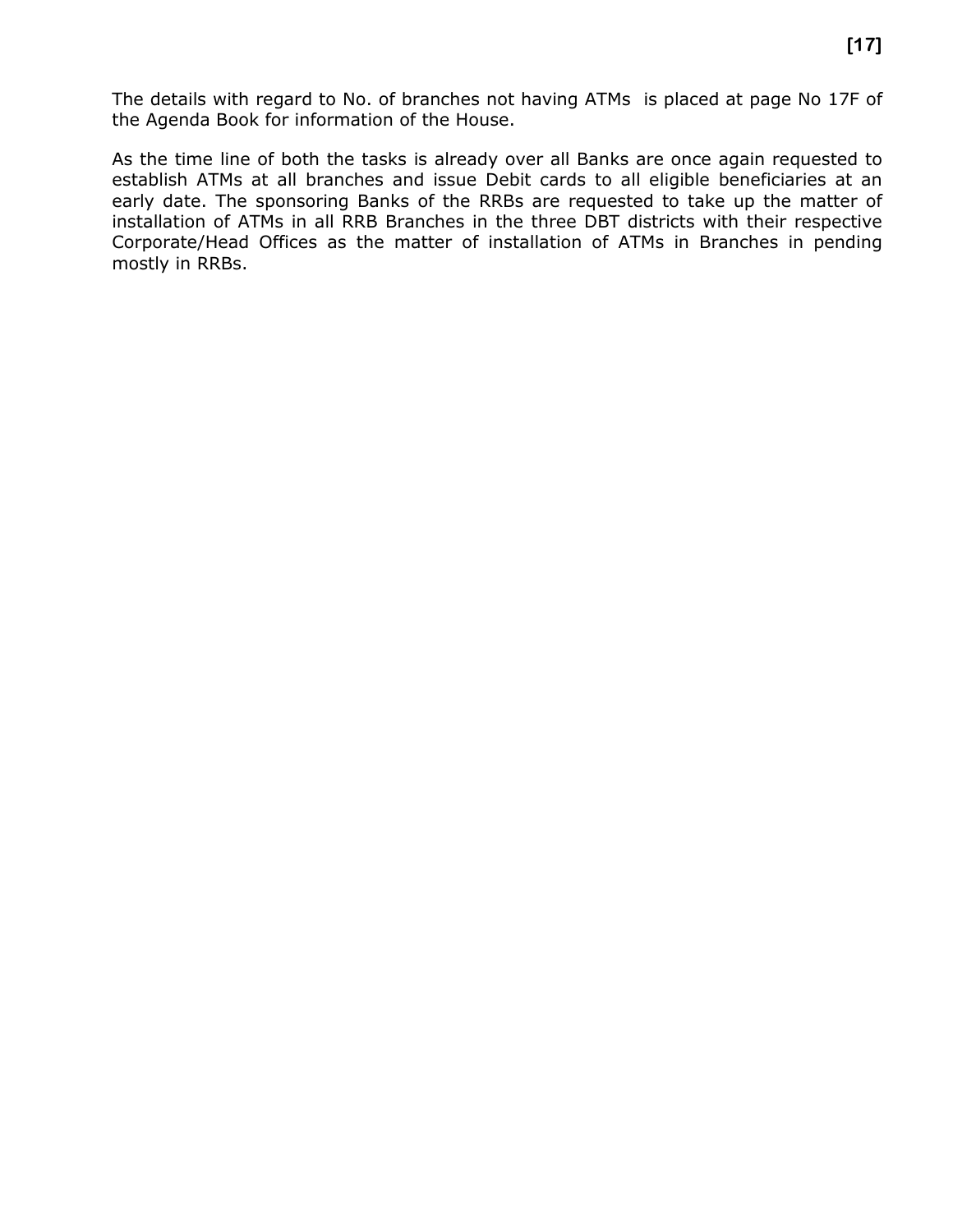The details with regard to No. of branches not having ATMs is placed at page No 17F of the Agenda Book for information of the House.

As the time line of both the tasks is already over all Banks are once again requested to establish ATMs at all branches and issue Debit cards to all eligible beneficiaries at an early date. The sponsoring Banks of the RRBs are requested to take up the matter of installation of ATMs in all RRB Branches in the three DBT districts with their respective Corporate/Head Offices as the matter of installation of ATMs in Branches in pending mostly in RRBs.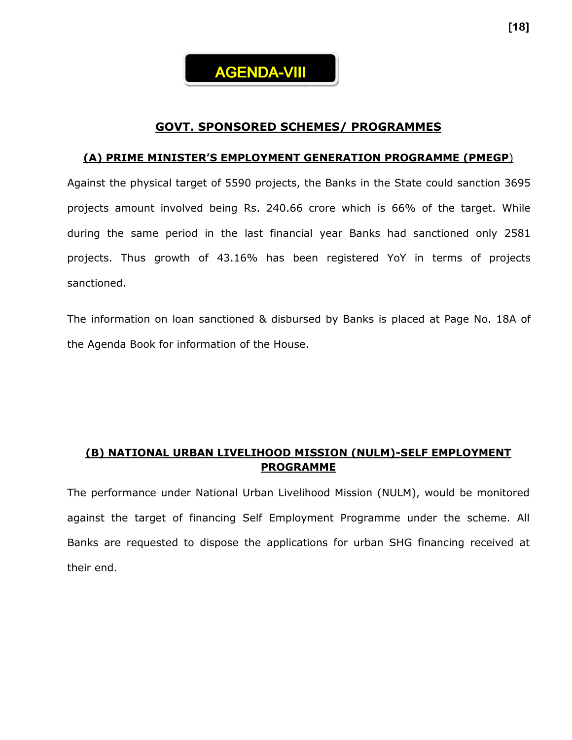# AGENDA-VIII

## GOVT. SPONSORED SCHEMES/ PROGRAMMES

### (A) PRIME MINISTER'S EMPLOYMENT GENERATION PROGRAMME (PMEGP)

Against the physical target of 5590 projects, the Banks in the State could sanction 3695 projects amount involved being Rs. 240.66 crore which is 66% of the target. While during the same period in the last financial year Banks had sanctioned only 2581 projects. Thus growth of 43.16% has been registered YoY in terms of projects sanctioned.

The information on loan sanctioned & disbursed by Banks is placed at Page No. 18A of the Agenda Book for information of the House.

### (B) NATIONAL URBAN LIVELIHOOD MISSION (NULM)-SELF EMPLOYMENT PROGRAMME

The performance under National Urban Livelihood Mission (NULM), would be monitored against the target of financing Self Employment Programme under the scheme. All Banks are requested to dispose the applications for urban SHG financing received at their end.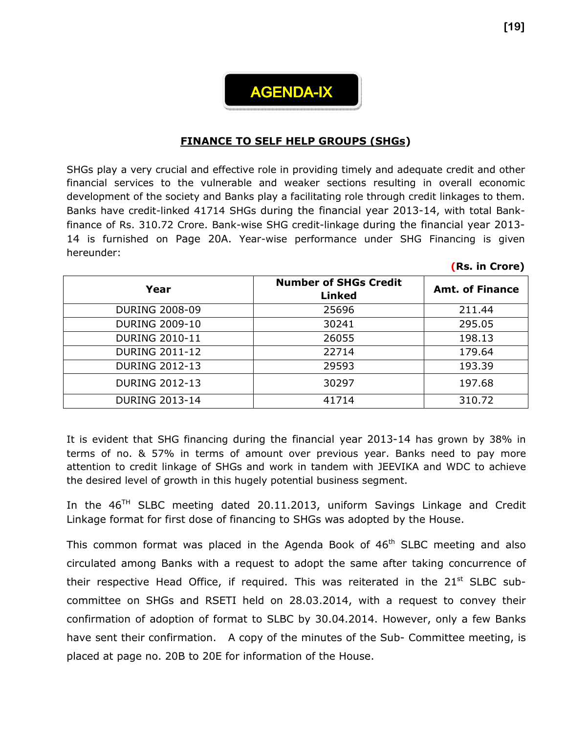# AGENDA-IX

## FINANCE TO SELF HELP GROUPS (SHGs)

SHGs play a very crucial and effective role in providing timely and adequate credit and other financial services to the vulnerable and weaker sections resulting in overall economic development of the society and Banks play a facilitating role through credit linkages to them. Banks have credit-linked 41714 SHGs during the financial year 2013-14, with total Bank-finance of Rs. 310.72 Crore. Bank-wise SHG credit-linkage during the financial year 2013-14 is furnished on Page 20A. Year-wise performance under SHG Financing is given hereunder:

**(Rs. in Crore)**

| Year | Number of SHGs Credit Linked | Amt. of Finance |
|---|---|---|
| DURING 2008-09 | 25696 | 211.44 |
| DURING 2009-10 | 30241 | 295.05 |
| DURING 2010-11 | 26055 | 198.13 |
| DURING 2011-12 | 22714 | 179.64 |
| DURING 2012-13 | 29593 | 193.39 |
| DURING 2012-13 | 30297 | 197.68 |
| DURING 2013-14 | 41714 | 310.72 |

It is evident that SHG financing during the financial year 2013-14 has grown by 38% in terms of no. & 57% in terms of amount over previous year. Banks need to pay more attention to credit linkage of SHGs and work in tandem with JEEVIKA and WDC to achieve the desired level of growth in this hugely potential business segment.

In the 46TH SLBC meeting dated 20.11.2013, uniform Savings Linkage and Credit Linkage format for first dose of financing to SHGs was adopted by the House.

This common format was placed in the Agenda Book of 46th SLBC meeting and also circulated among Banks with a request to adopt the same after taking concurrence of their respective Head Office, if required. This was reiterated in the 21st SLBC sub-committee on SHGs and RSETI held on 28.03.2014, with a request to convey their confirmation of adoption of format to SLBC by 30.04.2014. However, only a few Banks have sent their confirmation. A copy of the minutes of the Sub- Committee meeting, is placed at page no. 20B to 20E for information of the House.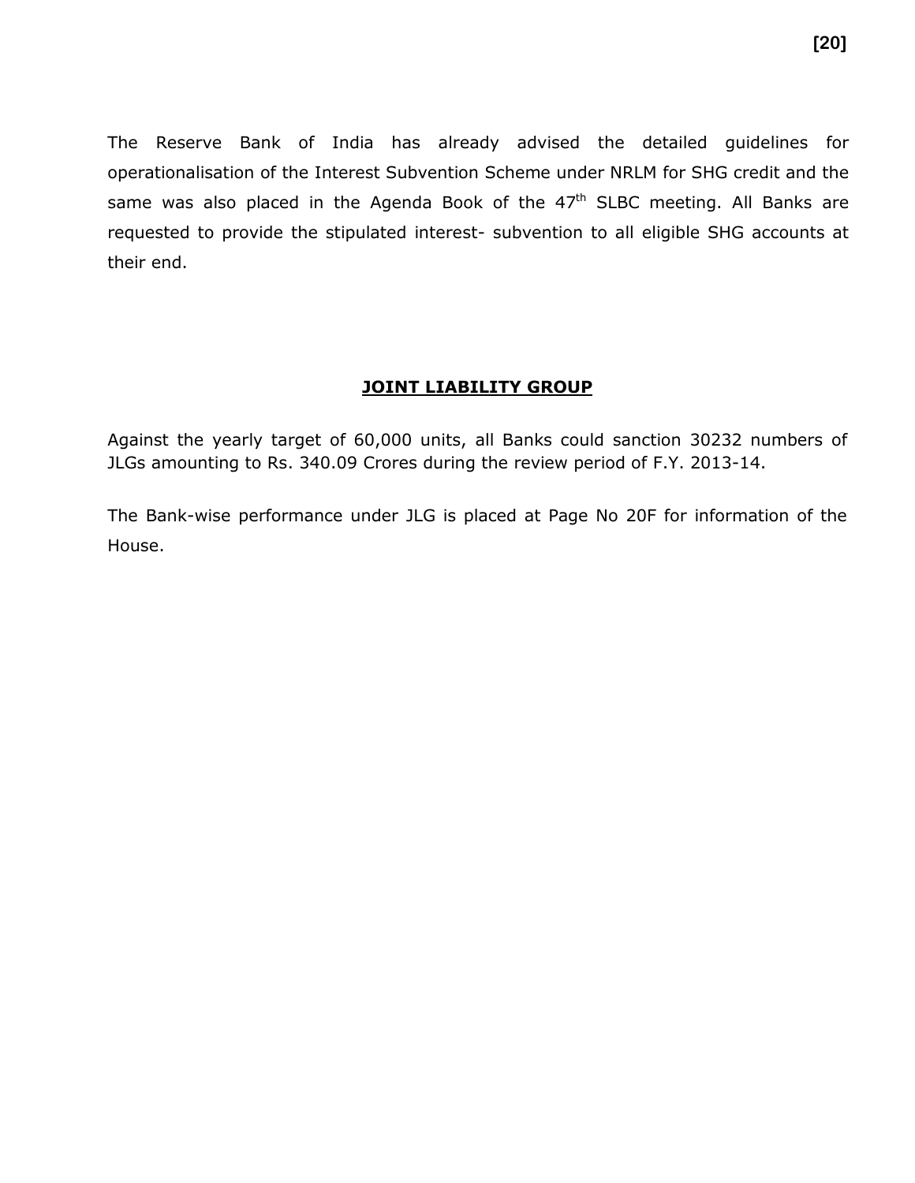The Reserve Bank of India has already advised the detailed guidelines for operationalisation of the Interest Subvention Scheme under NRLM for SHG credit and the same was also placed in the Agenda Book of the 47th SLBC meeting. All Banks are requested to provide the stipulated interest- subvention to all eligible SHG accounts at their end.

## JOINT LIABILITY GROUP

Against the yearly target of 60,000 units, all Banks could sanction 30232 numbers of JLGs amounting to Rs. 340.09 Crores during the review period of F.Y. 2013-14.

The Bank-wise performance under JLG is placed at Page No 20F for information of the House.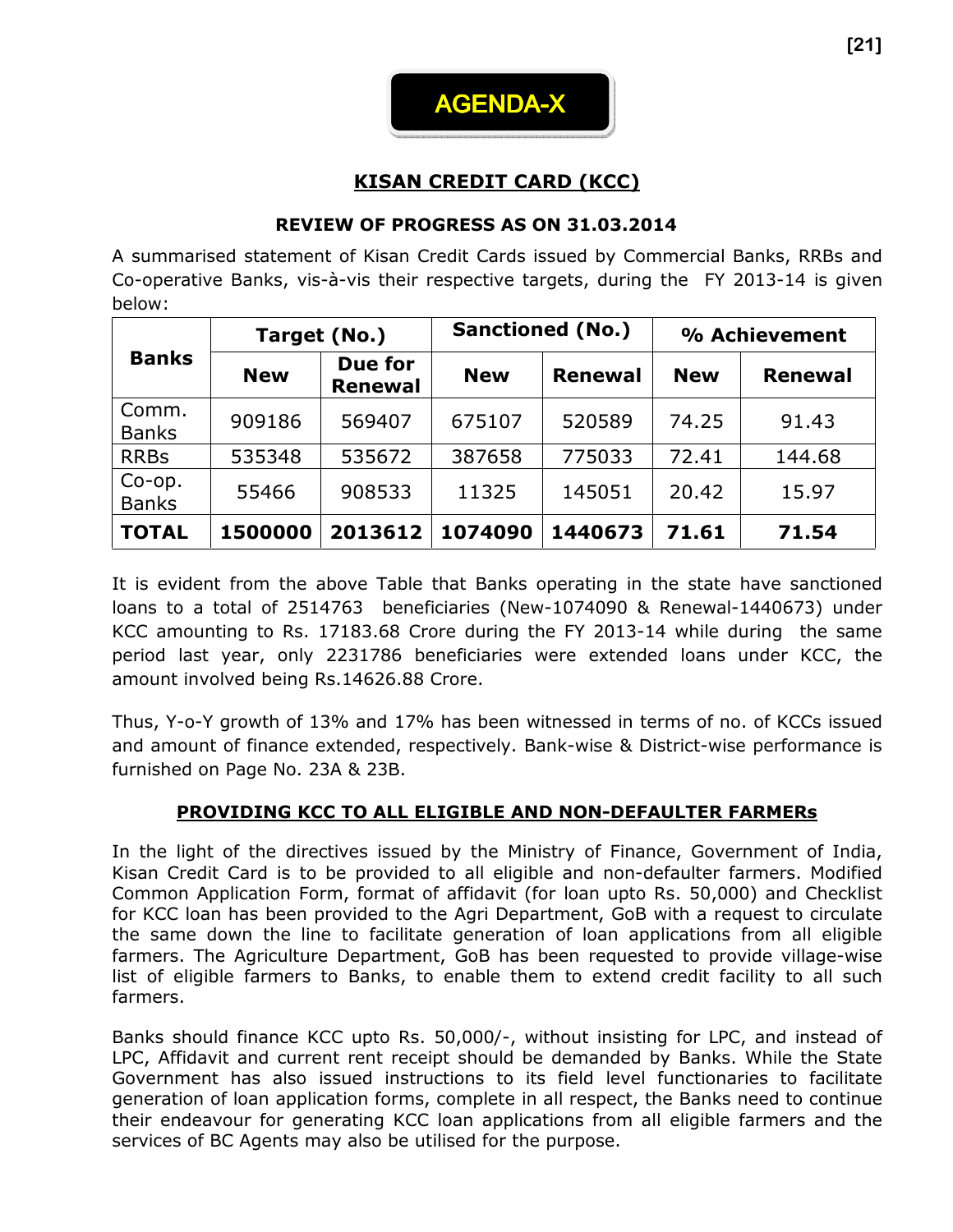# AGENDA-X

## KISAN CREDIT CARD (KCC)

### REVIEW OF PROGRESS AS ON 31.03.2014

A summarised statement of Kisan Credit Cards issued by Commercial Banks, RRBs and Co-operative Banks, vis-à-vis their respective targets, during the FY 2013-14 is given below:

| Banks | Target (No.) | | Sanctioned (No.) | | % Achievement | |
|---|---|---|---|---|---|---|
| | New | Due for Renewal | New | Renewal | New | Renewal |
| Comm. Banks | 909186 | 569407 | 675107 | 520589 | 74.25 | 91.43 |
| RRBs | 535348 | 535672 | 387658 | 775033 | 72.41 | 144.68 |
| Co-op. Banks | 55466 | 908533 | 11325 | 145051 | 20.42 | 15.97 |
| **TOTAL** | **1500000** | **2013612** | **1074090** | **1440673** | **71.61** | **71.54** |

It is evident from the above Table that Banks operating in the state have sanctioned loans to a total of 2514763 beneficiaries (New-1074090 & Renewal-1440673) under KCC amounting to Rs. 17183.68 Crore during the FY 2013-14 while during the same period last year, only 2231786 beneficiaries were extended loans under KCC, the amount involved being Rs.14626.88 Crore.

Thus, Y-o-Y growth of 13% and 17% has been witnessed in terms of no. of KCCs issued and amount of finance extended, respectively. Bank-wise & District-wise performance is furnished on Page No. 23A & 23B.

### PROVIDING KCC TO ALL ELIGIBLE AND NON-DEFAULTER FARMERs

In the light of the directives issued by the Ministry of Finance, Government of India, Kisan Credit Card is to be provided to all eligible and non-defaulter farmers. Modified Common Application Form, format of affidavit (for loan upto Rs. 50,000) and Checklist for KCC loan has been provided to the Agri Department, GoB with a request to circulate the same down the line to facilitate generation of loan applications from all eligible farmers. The Agriculture Department, GoB has been requested to provide village-wise list of eligible farmers to Banks, to enable them to extend credit facility to all such farmers.

Banks should finance KCC upto Rs. 50,000/-, without insisting for LPC, and instead of LPC, Affidavit and current rent receipt should be demanded by Banks. While the State Government has also issued instructions to its field level functionaries to facilitate generation of loan application forms, complete in all respect, the Banks need to continue their endeavour for generating KCC loan applications from all eligible farmers and the services of BC Agents may also be utilised for the purpose.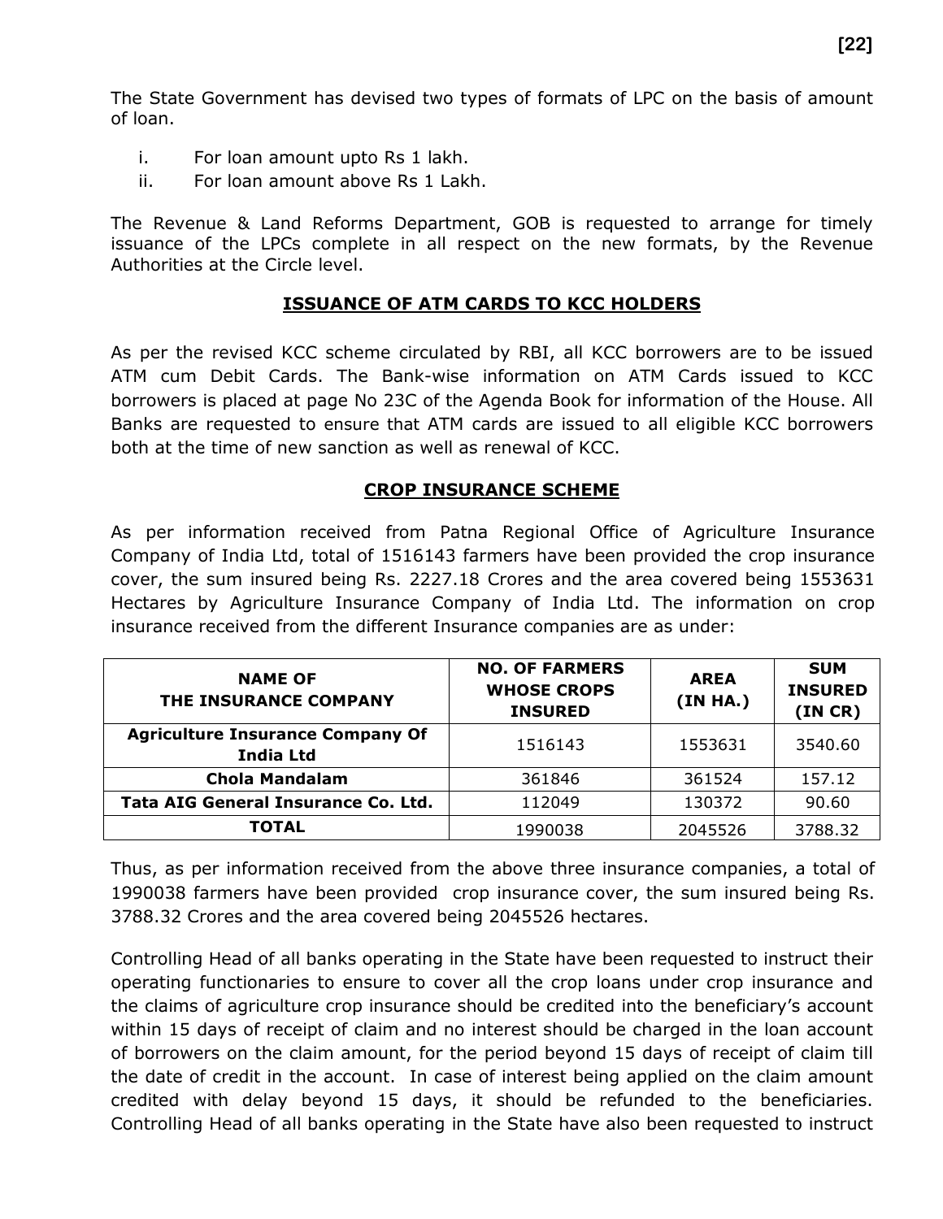The State Government has devised two types of formats of LPC on the basis of amount of loan.

i. For loan amount upto Rs 1 lakh.
ii. For loan amount above Rs 1 Lakh.

The Revenue & Land Reforms Department, GOB is requested to arrange for timely issuance of the LPCs complete in all respect on the new formats, by the Revenue Authorities at the Circle level.

## ISSUANCE OF ATM CARDS TO KCC HOLDERS

As per the revised KCC scheme circulated by RBI, all KCC borrowers are to be issued ATM cum Debit Cards. The Bank-wise information on ATM Cards issued to KCC borrowers is placed at page No 23C of the Agenda Book for information of the House. All Banks are requested to ensure that ATM cards are issued to all eligible KCC borrowers both at the time of new sanction as well as renewal of KCC.

## CROP INSURANCE SCHEME

As per information received from Patna Regional Office of Agriculture Insurance Company of India Ltd, total of 1516143 farmers have been provided the crop insurance cover, the sum insured being Rs. 2227.18 Crores and the area covered being 1553631 Hectares by Agriculture Insurance Company of India Ltd. The information on crop insurance received from the different Insurance companies are as under:

| NAME OF THE INSURANCE COMPANY | NO. OF FARMERS WHOSE CROPS INSURED | AREA (IN HA.) | SUM INSURED (IN CR) |
|---|---|---|---|
| **Agriculture Insurance Company Of India Ltd** | 1516143 | 1553631 | 3540.60 |
| **Chola Mandalam** | 361846 | 361524 | 157.12 |
| **Tata AIG General Insurance Co. Ltd.** | 112049 | 130372 | 90.60 |
| **TOTAL** | 1990038 | 2045526 | 3788.32 |

Thus, as per information received from the above three insurance companies, a total of 1990038 farmers have been provided crop insurance cover, the sum insured being Rs. 3788.32 Crores and the area covered being 2045526 hectares.

Controlling Head of all banks operating in the State have been requested to instruct their operating functionaries to ensure to cover all the crop loans under crop insurance and the claims of agriculture crop insurance should be credited into the beneficiary's account within 15 days of receipt of claim and no interest should be charged in the loan account of borrowers on the claim amount, for the period beyond 15 days of receipt of claim till the date of credit in the account. In case of interest being applied on the claim amount credited with delay beyond 15 days, it should be refunded to the beneficiaries. Controlling Head of all banks operating in the State have also been requested to instruct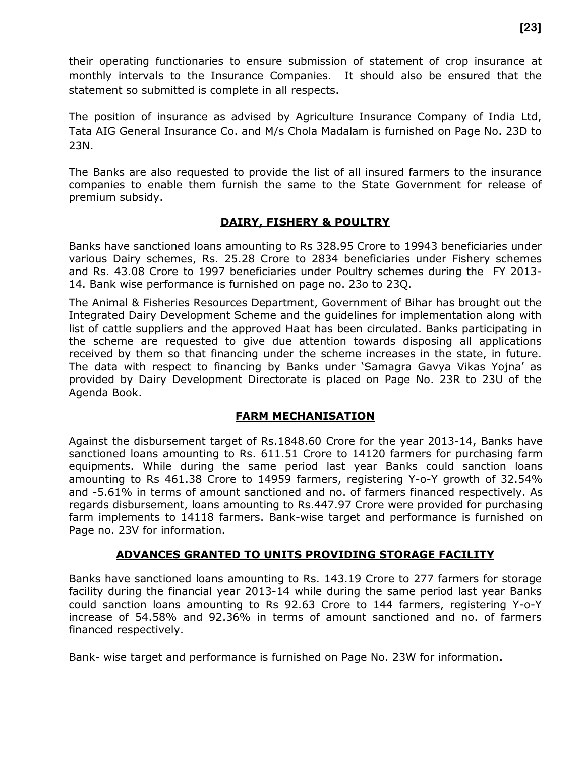their operating functionaries to ensure submission of statement of crop insurance at monthly intervals to the Insurance Companies. It should also be ensured that the statement so submitted is complete in all respects.

The position of insurance as advised by Agriculture Insurance Company of India Ltd, Tata AIG General Insurance Co. and M/s Chola Madalam is furnished on Page No. 23D to 23N.

The Banks are also requested to provide the list of all insured farmers to the insurance companies to enable them furnish the same to the State Government for release of premium subsidy.

## **DAIRY, FISHERY & POULTRY**

Banks have sanctioned loans amounting to Rs 328.95 Crore to 19943 beneficiaries under various Dairy schemes, Rs. 25.28 Crore to 2834 beneficiaries under Fishery schemes and Rs. 43.08 Crore to 1997 beneficiaries under Poultry schemes during the FY 2013-14. Bank wise performance is furnished on page no. 23o to 23Q.

The Animal & Fisheries Resources Department, Government of Bihar has brought out the Integrated Dairy Development Scheme and the guidelines for implementation along with list of cattle suppliers and the approved Haat has been circulated. Banks participating in the scheme are requested to give due attention towards disposing all applications received by them so that financing under the scheme increases in the state, in future. The data with respect to financing by Banks under 'Samagra Gavya Vikas Yojna' as provided by Dairy Development Directorate is placed on Page No. 23R to 23U of the Agenda Book.

## **FARM MECHANISATION**

Against the disbursement target of Rs.1848.60 Crore for the year 2013-14, Banks have sanctioned loans amounting to Rs. 611.51 Crore to 14120 farmers for purchasing farm equipments. While during the same period last year Banks could sanction loans amounting to Rs 461.38 Crore to 14959 farmers, registering Y-o-Y growth of 32.54% and -5.61% in terms of amount sanctioned and no. of farmers financed respectively. As regards disbursement, loans amounting to Rs.447.97 Crore were provided for purchasing farm implements to 14118 farmers. Bank-wise target and performance is furnished on Page no. 23V for information.

## **ADVANCES GRANTED TO UNITS PROVIDING STORAGE FACILITY**

Banks have sanctioned loans amounting to Rs. 143.19 Crore to 277 farmers for storage facility during the financial year 2013-14 while during the same period last year Banks could sanction loans amounting to Rs 92.63 Crore to 144 farmers, registering Y-o-Y increase of 54.58% and 92.36% in terms of amount sanctioned and no. of farmers financed respectively.

Bank- wise target and performance is furnished on Page No. 23W for information.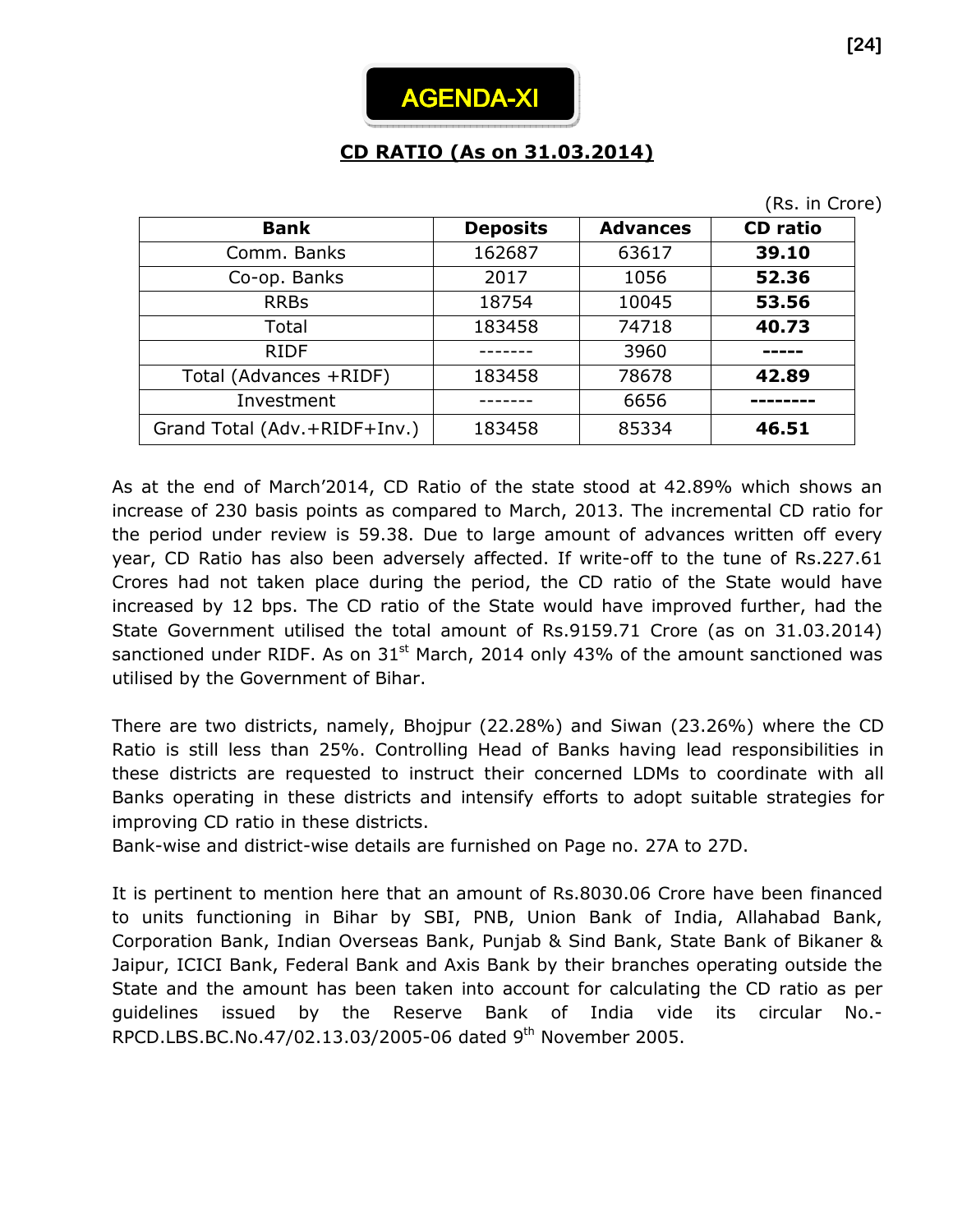# AGENDA-XI

## CD RATIO (As on 31.03.2014)

(Rs. in Crore)

| Bank | Deposits | Advances | CD ratio |
|---|---|---|---|
| Comm. Banks | 162687 | 63617 | **39.10** |
| Co-op. Banks | 2017 | 1056 | **52.36** |
| RRBs | 18754 | 10045 | **53.56** |
| Total | 183458 | 74718 | **40.73** |
| RIDF | ------- | 3960 | **-----** |
| Total (Advances +RIDF) | 183458 | 78678 | **42.89** |
| Investment | ------- | 6656 | **--------** |
| Grand Total (Adv.+RIDF+Inv.) | 183458 | 85334 | **46.51** |

As at the end of March'2014, CD Ratio of the state stood at 42.89% which shows an increase of 230 basis points as compared to March, 2013. The incremental CD ratio for the period under review is 59.38. Due to large amount of advances written off every year, CD Ratio has also been adversely affected. If write-off to the tune of Rs.227.61 Crores had not taken place during the period, the CD ratio of the State would have increased by 12 bps. The CD ratio of the State would have improved further, had the State Government utilised the total amount of Rs.9159.71 Crore (as on 31.03.2014) sanctioned under RIDF. As on 31st March, 2014 only 43% of the amount sanctioned was utilised by the Government of Bihar.

There are two districts, namely, Bhojpur (22.28%) and Siwan (23.26%) where the CD Ratio is still less than 25%. Controlling Head of Banks having lead responsibilities in these districts are requested to instruct their concerned LDMs to coordinate with all Banks operating in these districts and intensify efforts to adopt suitable strategies for improving CD ratio in these districts.
Bank-wise and district-wise details are furnished on Page no. 27A to 27D.

It is pertinent to mention here that an amount of Rs.8030.06 Crore have been financed to units functioning in Bihar by SBI, PNB, Union Bank of India, Allahabad Bank, Corporation Bank, Indian Overseas Bank, Punjab & Sind Bank, State Bank of Bikaner & Jaipur, ICICI Bank, Federal Bank and Axis Bank by their branches operating outside the State and the amount has been taken into account for calculating the CD ratio as per guidelines issued by the Reserve Bank of India vide its circular No.-RPCD.LBS.BC.No.47/02.13.03/2005-06 dated 9th November 2005.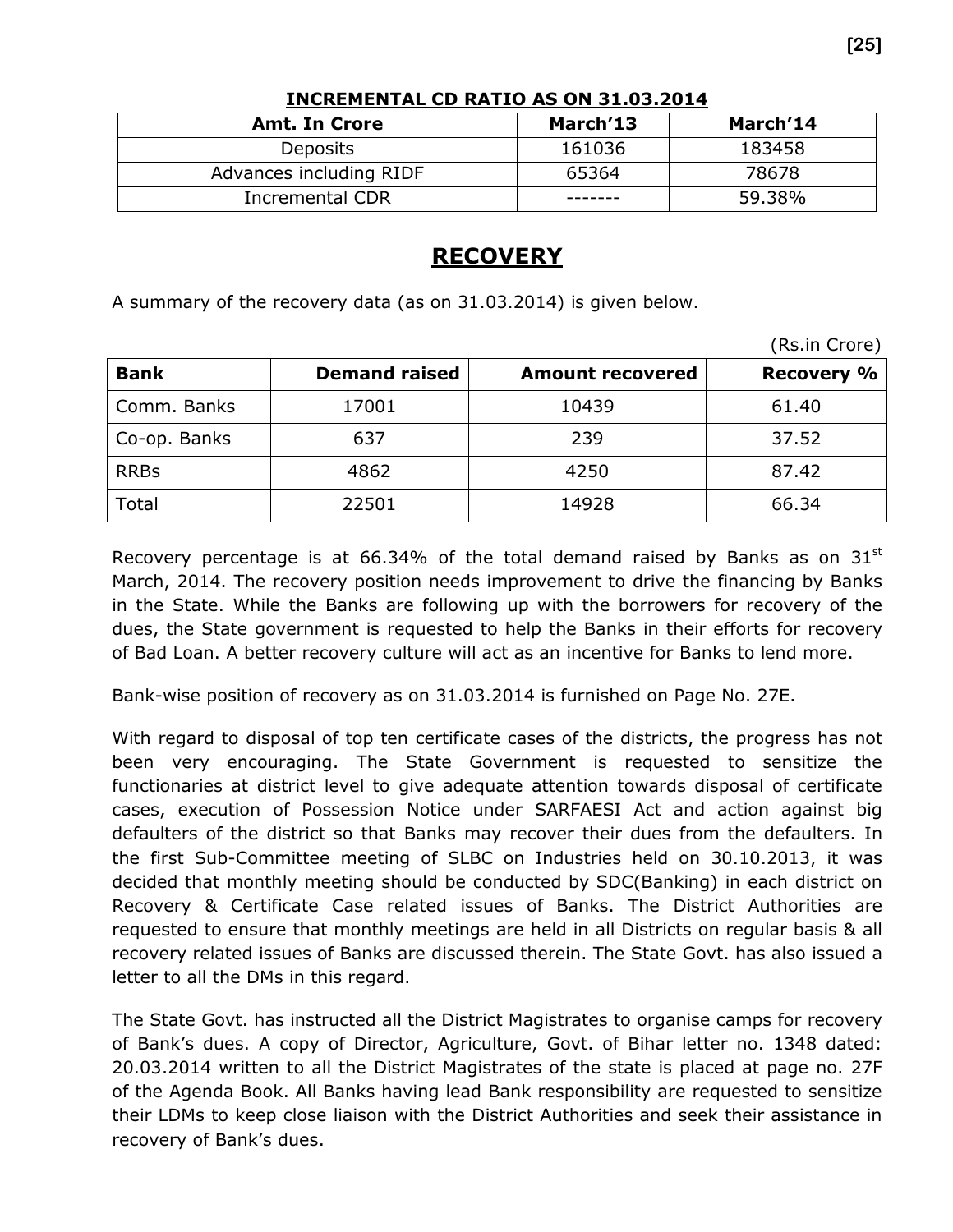**INCREMENTAL CD RATIO AS ON 31.03.2014**

| Amt. In Crore | March'13 | March'14 |
|---|---|---|
| Deposits | 161036 | 183458 |
| Advances including RIDF | 65364 | 78678 |
| Incremental CDR | ------- | 59.38% |

# RECOVERY

A summary of the recovery data (as on 31.03.2014) is given below.

(Rs.in Crore)

| Bank | Demand raised | Amount recovered | Recovery % |
|---|---|---|---|
| Comm. Banks | 17001 | 10439 | 61.40 |
| Co-op. Banks | 637 | 239 | 37.52 |
| RRBs | 4862 | 4250 | 87.42 |
| Total | 22501 | 14928 | 66.34 |

Recovery percentage is at 66.34% of the total demand raised by Banks as on 31st March, 2014. The recovery position needs improvement to drive the financing by Banks in the State. While the Banks are following up with the borrowers for recovery of the dues, the State government is requested to help the Banks in their efforts for recovery of Bad Loan. A better recovery culture will act as an incentive for Banks to lend more.

Bank-wise position of recovery as on 31.03.2014 is furnished on Page No. 27E.

With regard to disposal of top ten certificate cases of the districts, the progress has not been very encouraging. The State Government is requested to sensitize the functionaries at district level to give adequate attention towards disposal of certificate cases, execution of Possession Notice under SARFAESI Act and action against big defaulters of the district so that Banks may recover their dues from the defaulters. In the first Sub-Committee meeting of SLBC on Industries held on 30.10.2013, it was decided that monthly meeting should be conducted by SDC(Banking) in each district on Recovery & Certificate Case related issues of Banks. The District Authorities are requested to ensure that monthly meetings are held in all Districts on regular basis & all recovery related issues of Banks are discussed therein. The State Govt. has also issued a letter to all the DMs in this regard.

The State Govt. has instructed all the District Magistrates to organise camps for recovery of Bank's dues. A copy of Director, Agriculture, Govt. of Bihar letter no. 1348 dated: 20.03.2014 written to all the District Magistrates of the state is placed at page no. 27F of the Agenda Book. All Banks having lead Bank responsibility are requested to sensitize their LDMs to keep close liaison with the District Authorities and seek their assistance in recovery of Bank's dues.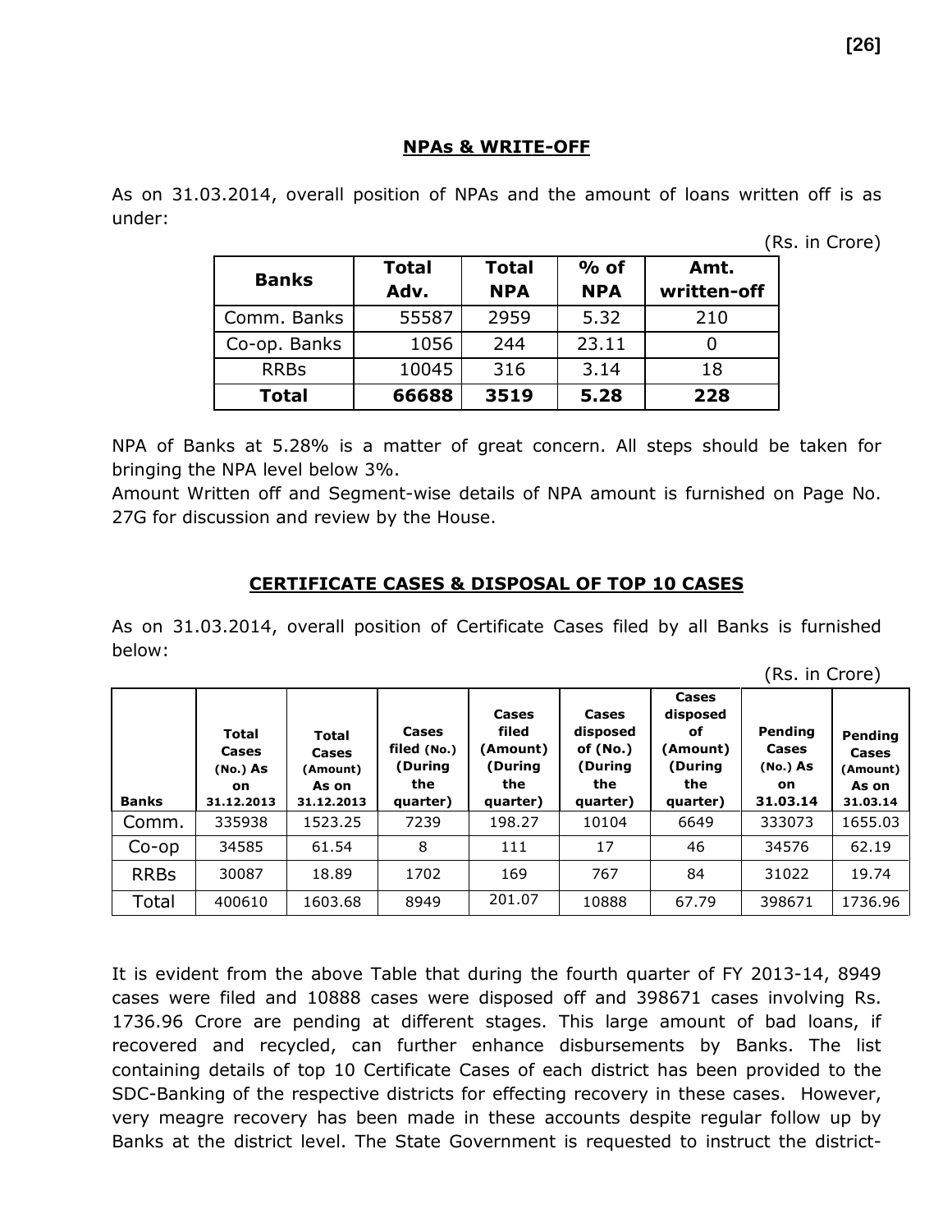## NPAs & WRITE-OFF

As on 31.03.2014, overall position of NPAs and the amount of loans written off is as under:

(Rs. in Crore)

| Banks | Total Adv. | Total NPA | % of NPA | Amt. written-off |
|---|---|---|---|---|
| Comm. Banks | 55587 | 2959 | 5.32 | 210 |
| Co-op. Banks | 1056 | 244 | 23.11 | 0 |
| RRBs | 10045 | 316 | 3.14 | 18 |
| **Total** | **66688** | **3519** | **5.28** | **228** |

NPA of Banks at 5.28% is a matter of great concern. All steps should be taken for bringing the NPA level below 3%.
Amount Written off and Segment-wise details of NPA amount is furnished on Page No. 27G for discussion and review by the House.

## CERTIFICATE CASES & DISPOSAL OF TOP 10 CASES

As on 31.03.2014, overall position of Certificate Cases filed by all Banks is furnished below:

(Rs. in Crore)

| Banks | Total Cases (No.) As on 31.12.2013 | Total Cases (Amount) As on 31.12.2013 | Cases filed (No.) (During the quarter) | Cases filed (Amount) (During the quarter) | Cases disposed of (No.) (During the quarter) | Cases disposed of (Amount) (During the quarter) | Pending Cases (No.) As on 31.03.14 | Pending Cases (Amount) As on 31.03.14 |
|---|---|---|---|---|---|---|---|---|
| Comm. | 335938 | 1523.25 | 7239 | 198.27 | 10104 | 6649 | 333073 | 1655.03 |
| Co-op | 34585 | 61.54 | 8 | 111 | 17 | 46 | 34576 | 62.19 |
| RRBs | 30087 | 18.89 | 1702 | 169 | 767 | 84 | 31022 | 19.74 |
| Total | 400610 | 1603.68 | 8949 | 201.07 | 10888 | 67.79 | 398671 | 1736.96 |

It is evident from the above Table that during the fourth quarter of FY 2013-14, 8949 cases were filed and 10888 cases were disposed off and 398671 cases involving Rs. 1736.96 Crore are pending at different stages. This large amount of bad loans, if recovered and recycled, can further enhance disbursements by Banks. The list containing details of top 10 Certificate Cases of each district has been provided to the SDC-Banking of the respective districts for effecting recovery in these cases. However, very meagre recovery has been made in these accounts despite regular follow up by Banks at the district level. The State Government is requested to instruct the district-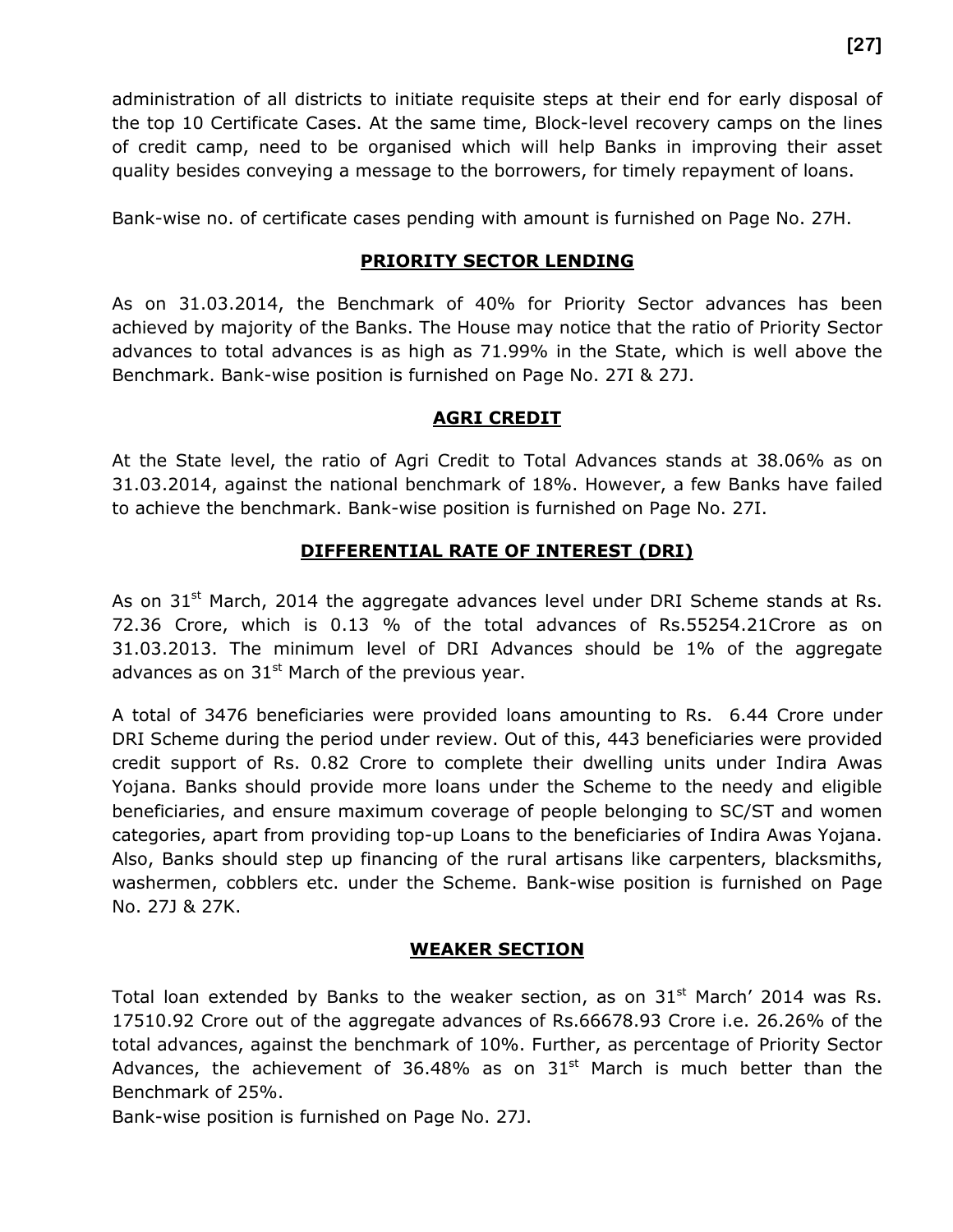administration of all districts to initiate requisite steps at their end for early disposal of the top 10 Certificate Cases. At the same time, Block-level recovery camps on the lines of credit camp, need to be organised which will help Banks in improving their asset quality besides conveying a message to the borrowers, for timely repayment of loans.

Bank-wise no. of certificate cases pending with amount is furnished on Page No. 27H.

## PRIORITY SECTOR LENDING

As on 31.03.2014, the Benchmark of 40% for Priority Sector advances has been achieved by majority of the Banks. The House may notice that the ratio of Priority Sector advances to total advances is as high as 71.99% in the State, which is well above the Benchmark. Bank-wise position is furnished on Page No. 27I & 27J.

## AGRI CREDIT

At the State level, the ratio of Agri Credit to Total Advances stands at 38.06% as on 31.03.2014, against the national benchmark of 18%. However, a few Banks have failed to achieve the benchmark. Bank-wise position is furnished on Page No. 27I.

## DIFFERENTIAL RATE OF INTEREST (DRI)

As on 31st March, 2014 the aggregate advances level under DRI Scheme stands at Rs. 72.36 Crore, which is 0.13 % of the total advances of Rs.55254.21Crore as on 31.03.2013. The minimum level of DRI Advances should be 1% of the aggregate advances as on 31st March of the previous year.

A total of 3476 beneficiaries were provided loans amounting to Rs. 6.44 Crore under DRI Scheme during the period under review. Out of this, 443 beneficiaries were provided credit support of Rs. 0.82 Crore to complete their dwelling units under Indira Awas Yojana. Banks should provide more loans under the Scheme to the needy and eligible beneficiaries, and ensure maximum coverage of people belonging to SC/ST and women categories, apart from providing top-up Loans to the beneficiaries of Indira Awas Yojana. Also, Banks should step up financing of the rural artisans like carpenters, blacksmiths, washermen, cobblers etc. under the Scheme. Bank-wise position is furnished on Page No. 27J & 27K.

## WEAKER SECTION

Total loan extended by Banks to the weaker section, as on 31st March' 2014 was Rs. 17510.92 Crore out of the aggregate advances of Rs.66678.93 Crore i.e. 26.26% of the total advances, against the benchmark of 10%. Further, as percentage of Priority Sector Advances, the achievement of 36.48% as on 31st March is much better than the Benchmark of 25%.

Bank-wise position is furnished on Page No. 27J.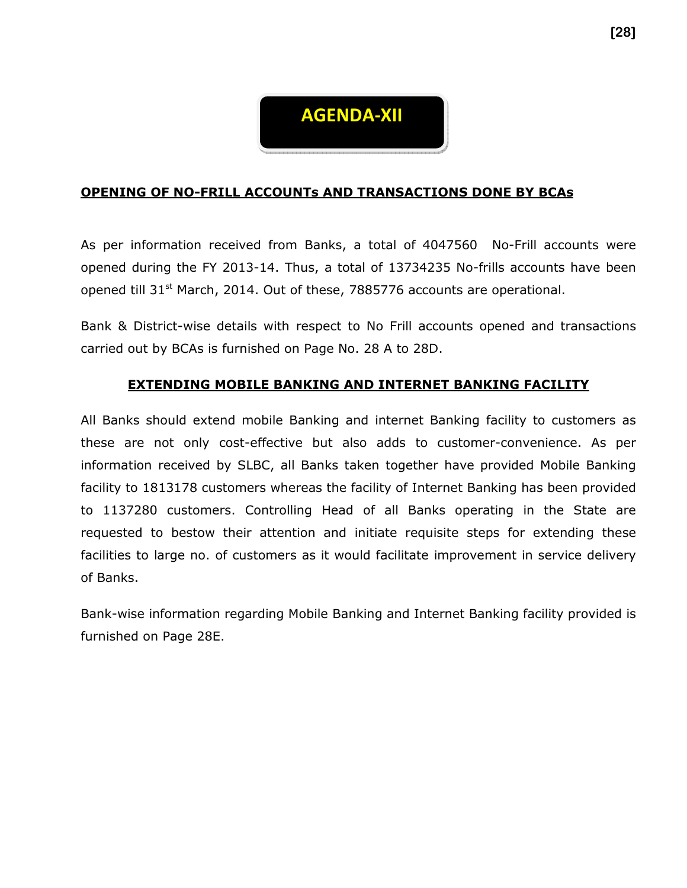# AGENDA-XII

## OPENING OF NO-FRILL ACCOUNTs AND TRANSACTIONS DONE BY BCAs

As per information received from Banks, a total of 4047560 No-Frill accounts were opened during the FY 2013-14. Thus, a total of 13734235 No-frills accounts have been opened till 31st March, 2014. Out of these, 7885776 accounts are operational.

Bank & District-wise details with respect to No Frill accounts opened and transactions carried out by BCAs is furnished on Page No. 28 A to 28D.

## EXTENDING MOBILE BANKING AND INTERNET BANKING FACILITY

All Banks should extend mobile Banking and internet Banking facility to customers as these are not only cost-effective but also adds to customer-convenience. As per information received by SLBC, all Banks taken together have provided Mobile Banking facility to 1813178 customers whereas the facility of Internet Banking has been provided to 1137280 customers. Controlling Head of all Banks operating in the State are requested to bestow their attention and initiate requisite steps for extending these facilities to large no. of customers as it would facilitate improvement in service delivery of Banks.

Bank-wise information regarding Mobile Banking and Internet Banking facility provided is furnished on Page 28E.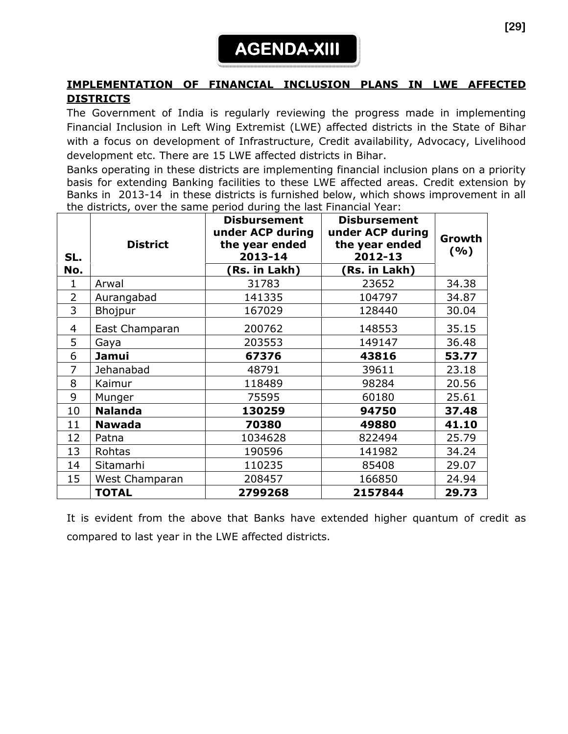# AGENDA-XIII

## IMPLEMENTATION OF FINANCIAL INCLUSION PLANS IN LWE AFFECTED DISTRICTS

The Government of India is regularly reviewing the progress made in implementing Financial Inclusion in Left Wing Extremist (LWE) affected districts in the State of Bihar with a focus on development of Infrastructure, Credit availability, Advocacy, Livelihood development etc. There are 15 LWE affected districts in Bihar.

Banks operating in these districts are implementing financial inclusion plans on a priority basis for extending Banking facilities to these LWE affected areas. Credit extension by Banks in 2013-14 in these districts is furnished below, which shows improvement in all the districts, over the same period during the last Financial Year:

| SL. No. | District | Disbursement under ACP during the year ended 2013-14 (Rs. in Lakh) | Disbursement under ACP during the year ended 2012-13 (Rs. in Lakh) | Growth (%) |
|---|---|---|---|---|
| 1 | Arwal | 31783 | 23652 | 34.38 |
| 2 | Aurangabad | 141335 | 104797 | 34.87 |
| 3 | Bhojpur | 167029 | 128440 | 30.04 |
| 4 | East Champaran | 200762 | 148553 | 35.15 |
| 5 | Gaya | 203553 | 149147 | 36.48 |
| 6 | **Jamui** | **67376** | **43816** | **53.77** |
| 7 | Jehanabad | 48791 | 39611 | 23.18 |
| 8 | Kaimur | 118489 | 98284 | 20.56 |
| 9 | Munger | 75595 | 60180 | 25.61 |
| 10 | **Nalanda** | **130259** | **94750** | **37.48** |
| 11 | **Nawada** | **70380** | **49880** | **41.10** |
| 12 | Patna | 1034628 | 822494 | 25.79 |
| 13 | Rohtas | 190596 | 141982 | 34.24 |
| 14 | Sitamarhi | 110235 | 85408 | 29.07 |
| 15 | West Champaran | 208457 | 166850 | 24.94 |
| | **TOTAL** | **2799268** | **2157844** | **29.73** |

It is evident from the above that Banks have extended higher quantum of credit as compared to last year in the LWE affected districts.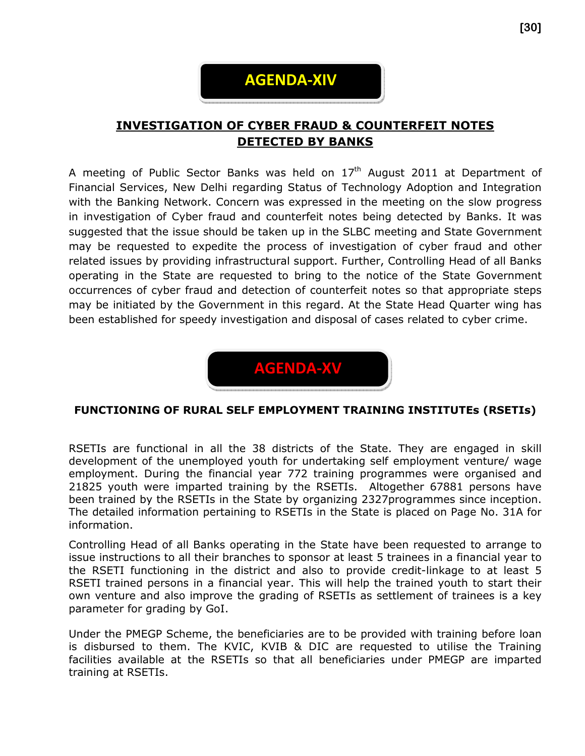# AGENDA-XIV

## INVESTIGATION OF CYBER FRAUD & COUNTERFEIT NOTES DETECTED BY BANKS

A meeting of Public Sector Banks was held on 17th August 2011 at Department of Financial Services, New Delhi regarding Status of Technology Adoption and Integration with the Banking Network. Concern was expressed in the meeting on the slow progress in investigation of Cyber fraud and counterfeit notes being detected by Banks. It was suggested that the issue should be taken up in the SLBC meeting and State Government may be requested to expedite the process of investigation of cyber fraud and other related issues by providing infrastructural support. Further, Controlling Head of all Banks operating in the State are requested to bring to the notice of the State Government occurrences of cyber fraud and detection of counterfeit notes so that appropriate steps may be initiated by the Government in this regard. At the State Head Quarter wing has been established for speedy investigation and disposal of cases related to cyber crime.

# AGENDA-XV

## FUNCTIONING OF RURAL SELF EMPLOYMENT TRAINING INSTITUTEs (RSETIs)

RSETIs are functional in all the 38 districts of the State. They are engaged in skill development of the unemployed youth for undertaking self employment venture/ wage employment. During the financial year 772 training programmes were organised and 21825 youth were imparted training by the RSETIs. Altogether 67881 persons have been trained by the RSETIs in the State by organizing 2327programmes since inception. The detailed information pertaining to RSETIs in the State is placed on Page No. 31A for information.

Controlling Head of all Banks operating in the State have been requested to arrange to issue instructions to all their branches to sponsor at least 5 trainees in a financial year to the RSETI functioning in the district and also to provide credit-linkage to at least 5 RSETI trained persons in a financial year. This will help the trained youth to start their own venture and also improve the grading of RSETIs as settlement of trainees is a key parameter for grading by GoI.

Under the PMEGP Scheme, the beneficiaries are to be provided with training before loan is disbursed to them. The KVIC, KVIB & DIC are requested to utilise the Training facilities available at the RSETIs so that all beneficiaries under PMEGP are imparted training at RSETIs.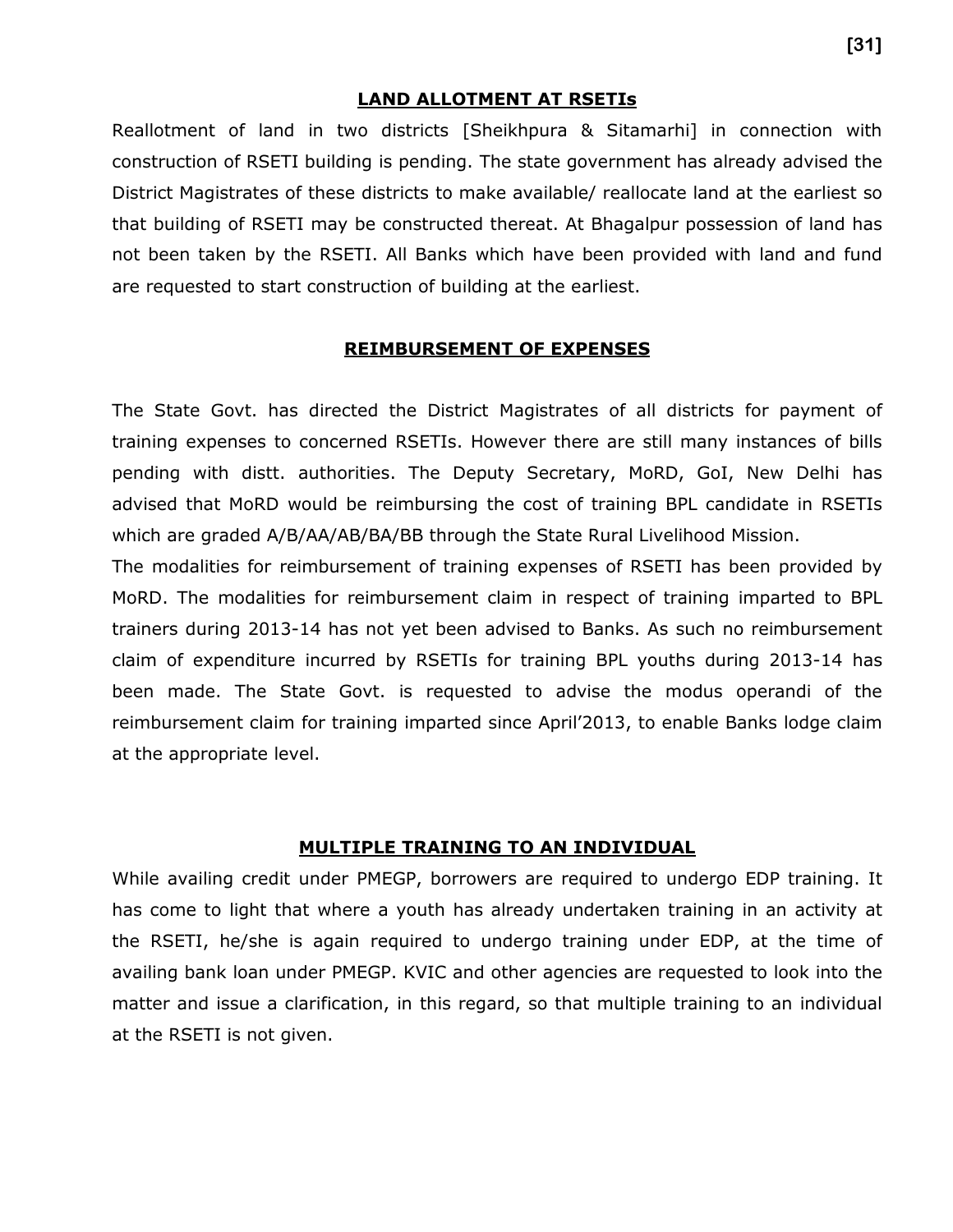## LAND ALLOTMENT AT RSETIs

Reallotment of land in two districts [Sheikhpura & Sitamarhi] in connection with construction of RSETI building is pending. The state government has already advised the District Magistrates of these districts to make available/ reallocate land at the earliest so that building of RSETI may be constructed thereat. At Bhagalpur possession of land has not been taken by the RSETI. All Banks which have been provided with land and fund are requested to start construction of building at the earliest.

## REIMBURSEMENT OF EXPENSES

The State Govt. has directed the District Magistrates of all districts for payment of training expenses to concerned RSETIs. However there are still many instances of bills pending with distt. authorities. The Deputy Secretary, MoRD, GoI, New Delhi has advised that MoRD would be reimbursing the cost of training BPL candidate in RSETIs which are graded A/B/AA/AB/BA/BB through the State Rural Livelihood Mission.

The modalities for reimbursement of training expenses of RSETI has been provided by MoRD. The modalities for reimbursement claim in respect of training imparted to BPL trainers during 2013-14 has not yet been advised to Banks. As such no reimbursement claim of expenditure incurred by RSETIs for training BPL youths during 2013-14 has been made. The State Govt. is requested to advise the modus operandi of the reimbursement claim for training imparted since April'2013, to enable Banks lodge claim at the appropriate level.

## MULTIPLE TRAINING TO AN INDIVIDUAL

While availing credit under PMEGP, borrowers are required to undergo EDP training. It has come to light that where a youth has already undertaken training in an activity at the RSETI, he/she is again required to undergo training under EDP, at the time of availing bank loan under PMEGP. KVIC and other agencies are requested to look into the matter and issue a clarification, in this regard, so that multiple training to an individual at the RSETI is not given.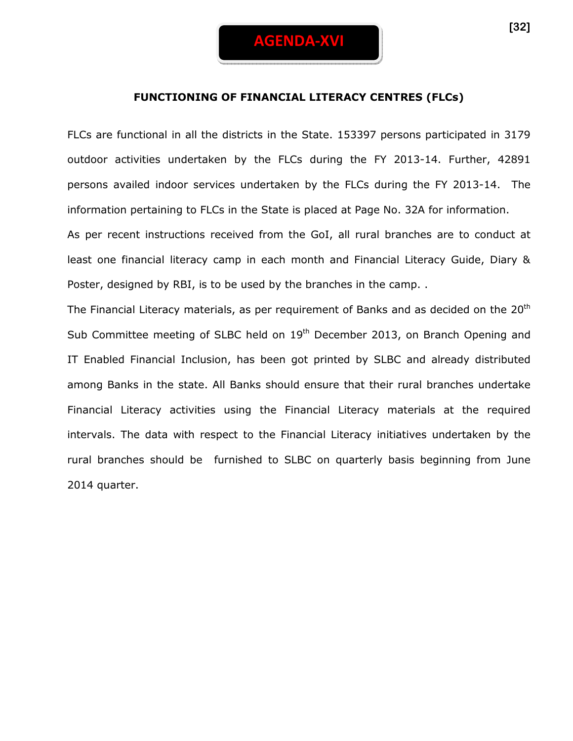# AGENDA-XVI

## FUNCTIONING OF FINANCIAL LITERACY CENTRES (FLCs)

FLCs are functional in all the districts in the State. 153397 persons participated in 3179 outdoor activities undertaken by the FLCs during the FY 2013-14. Further, 42891 persons availed indoor services undertaken by the FLCs during the FY 2013-14. The information pertaining to FLCs in the State is placed at Page No. 32A for information.

As per recent instructions received from the GoI, all rural branches are to conduct at least one financial literacy camp in each month and Financial Literacy Guide, Diary & Poster, designed by RBI, is to be used by the branches in the camp. .

The Financial Literacy materials, as per requirement of Banks and as decided on the 20th Sub Committee meeting of SLBC held on 19th December 2013, on Branch Opening and IT Enabled Financial Inclusion, has been got printed by SLBC and already distributed among Banks in the state. All Banks should ensure that their rural branches undertake Financial Literacy activities using the Financial Literacy materials at the required intervals. The data with respect to the Financial Literacy initiatives undertaken by the rural branches should be furnished to SLBC on quarterly basis beginning from June 2014 quarter.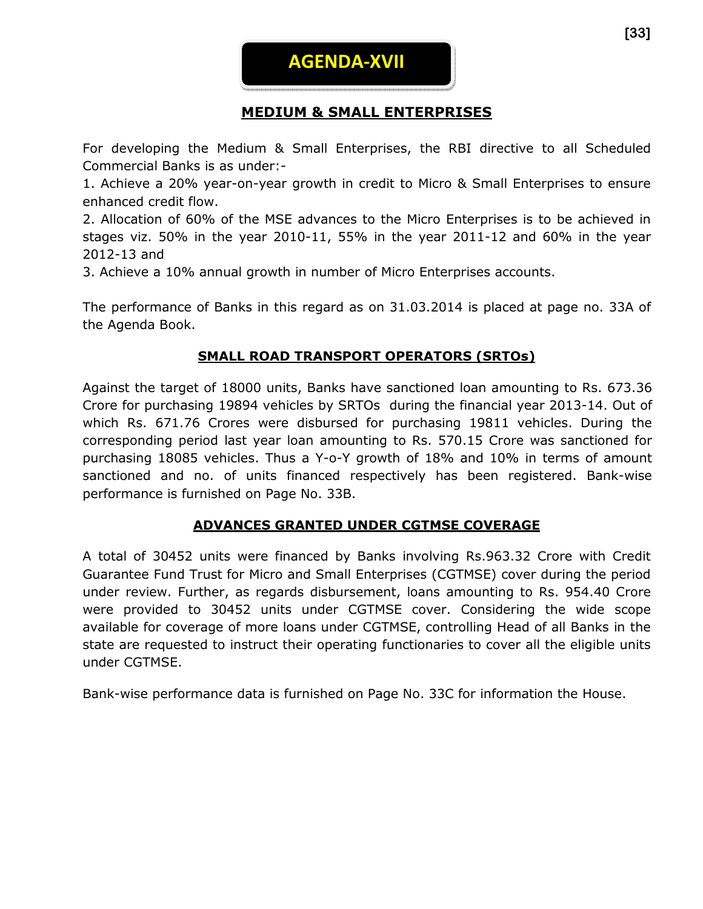# AGENDA-XVII

## MEDIUM & SMALL ENTERPRISES

For developing the Medium & Small Enterprises, the RBI directive to all Scheduled Commercial Banks is as under:-

1. Achieve a 20% year-on-year growth in credit to Micro & Small Enterprises to ensure enhanced credit flow.
2. Allocation of 60% of the MSE advances to the Micro Enterprises is to be achieved in stages viz. 50% in the year 2010-11, 55% in the year 2011-12 and 60% in the year 2012-13 and
3. Achieve a 10% annual growth in number of Micro Enterprises accounts.

The performance of Banks in this regard as on 31.03.2014 is placed at page no. 33A of the Agenda Book.

## SMALL ROAD TRANSPORT OPERATORS (SRTOs)

Against the target of 18000 units, Banks have sanctioned loan amounting to Rs. 673.36 Crore for purchasing 19894 vehicles by SRTOs during the financial year 2013-14. Out of which Rs. 671.76 Crores were disbursed for purchasing 19811 vehicles. During the corresponding period last year loan amounting to Rs. 570.15 Crore was sanctioned for purchasing 18085 vehicles. Thus a Y-o-Y growth of 18% and 10% in terms of amount sanctioned and no. of units financed respectively has been registered. Bank-wise performance is furnished on Page No. 33B.

## ADVANCES GRANTED UNDER CGTMSE COVERAGE

A total of 30452 units were financed by Banks involving Rs.963.32 Crore with Credit Guarantee Fund Trust for Micro and Small Enterprises (CGTMSE) cover during the period under review. Further, as regards disbursement, loans amounting to Rs. 954.40 Crore were provided to 30452 units under CGTMSE cover. Considering the wide scope available for coverage of more loans under CGTMSE, controlling Head of all Banks in the state are requested to instruct their operating functionaries to cover all the eligible units under CGTMSE.

Bank-wise performance data is furnished on Page No. 33C for information the House.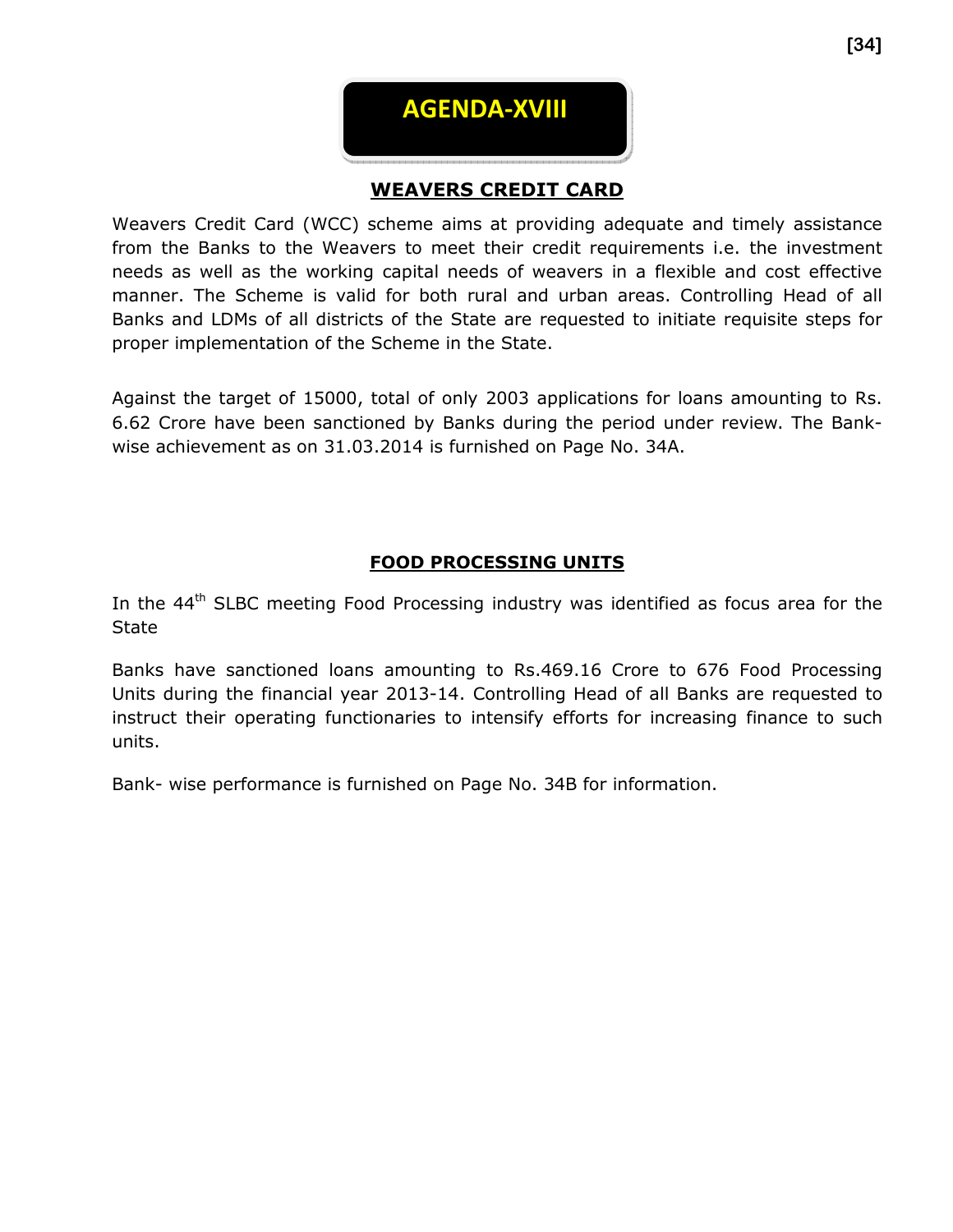# AGENDA-XVIII

## WEAVERS CREDIT CARD

Weavers Credit Card (WCC) scheme aims at providing adequate and timely assistance from the Banks to the Weavers to meet their credit requirements i.e. the investment needs as well as the working capital needs of weavers in a flexible and cost effective manner. The Scheme is valid for both rural and urban areas. Controlling Head of all Banks and LDMs of all districts of the State are requested to initiate requisite steps for proper implementation of the Scheme in the State.

Against the target of 15000, total of only 2003 applications for loans amounting to Rs. 6.62 Crore have been sanctioned by Banks during the period under review. The Bank-wise achievement as on 31.03.2014 is furnished on Page No. 34A.

## FOOD PROCESSING UNITS

In the 44th SLBC meeting Food Processing industry was identified as focus area for the State

Banks have sanctioned loans amounting to Rs.469.16 Crore to 676 Food Processing Units during the financial year 2013-14. Controlling Head of all Banks are requested to instruct their operating functionaries to intensify efforts for increasing finance to such units.

Bank- wise performance is furnished on Page No. 34B for information.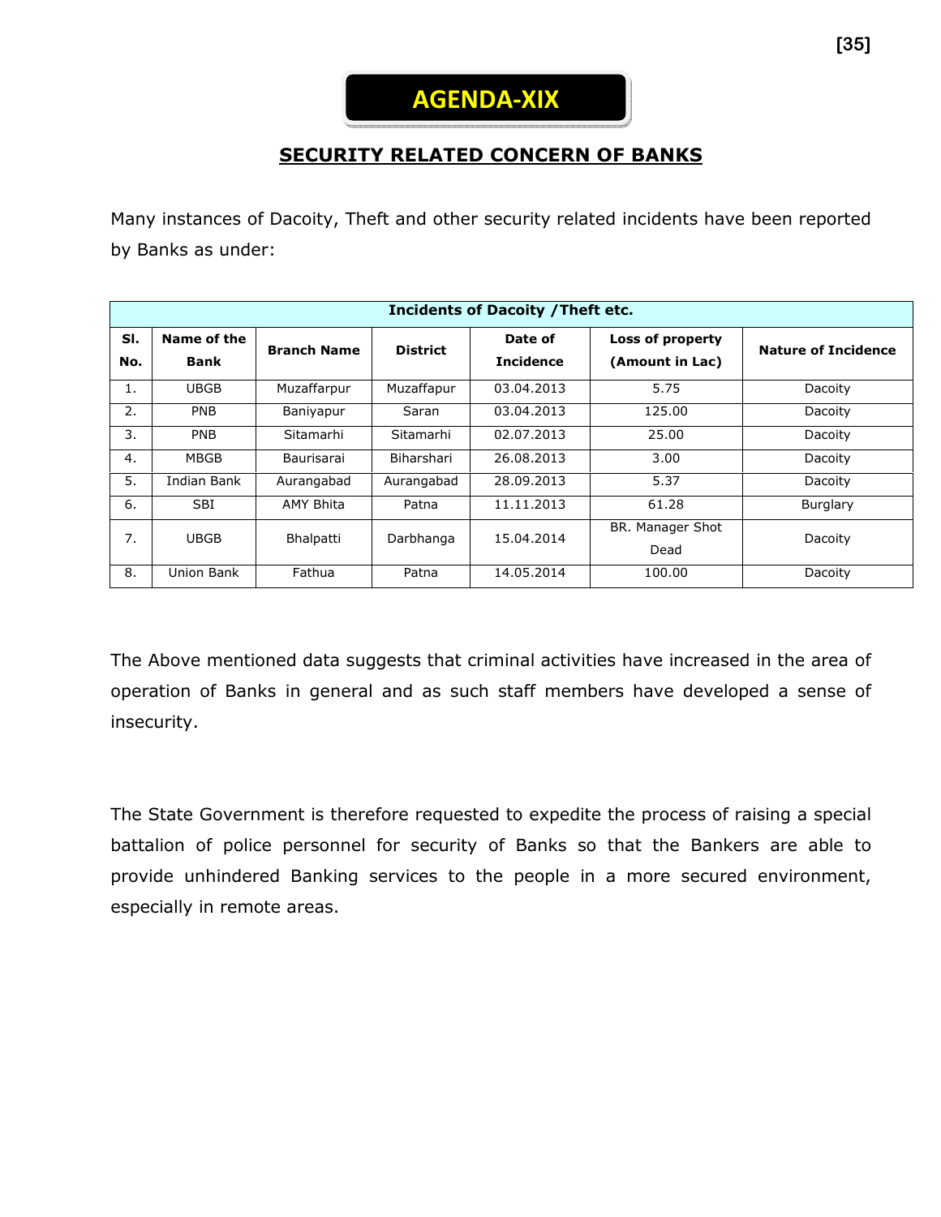# AGENDA-XIX

## SECURITY RELATED CONCERN OF BANKS

Many instances of Dacoity, Theft and other security related incidents have been reported by Banks as under:

| Incidents of Dacoity /Theft etc. | | | | | | |
|---|---|---|---|---|---|---|
| **Sl. No.** | **Name of the Bank** | **Branch Name** | **District** | **Date of Incidence** | **Loss of property (Amount in Lac)** | **Nature of Incidence** |
| 1. | UBGB | Muzaffarpur | Muzaffapur | 03.04.2013 | 5.75 | Dacoity |
| 2. | PNB | Baniyapur | Saran | 03.04.2013 | 125.00 | Dacoity |
| 3. | PNB | Sitamarhi | Sitamarhi | 02.07.2013 | 25.00 | Dacoity |
| 4. | MBGB | Baurisarai | Biharshari | 26.08.2013 | 3.00 | Dacoity |
| 5. | Indian Bank | Aurangabad | Aurangabad | 28.09.2013 | 5.37 | Dacoity |
| 6. | SBI | AMY Bhita | Patna | 11.11.2013 | 61.28 | Burglary |
| 7. | UBGB | Bhalpatti | Darbhanga | 15.04.2014 | BR. Manager Shot Dead | Dacoity |
| 8. | Union Bank | Fathua | Patna | 14.05.2014 | 100.00 | Dacoity |

The Above mentioned data suggests that criminal activities have increased in the area of operation of Banks in general and as such staff members have developed a sense of insecurity.

The State Government is therefore requested to expedite the process of raising a special battalion of police personnel for security of Banks so that the Bankers are able to provide unhindered Banking services to the people in a more secured environment, especially in remote areas.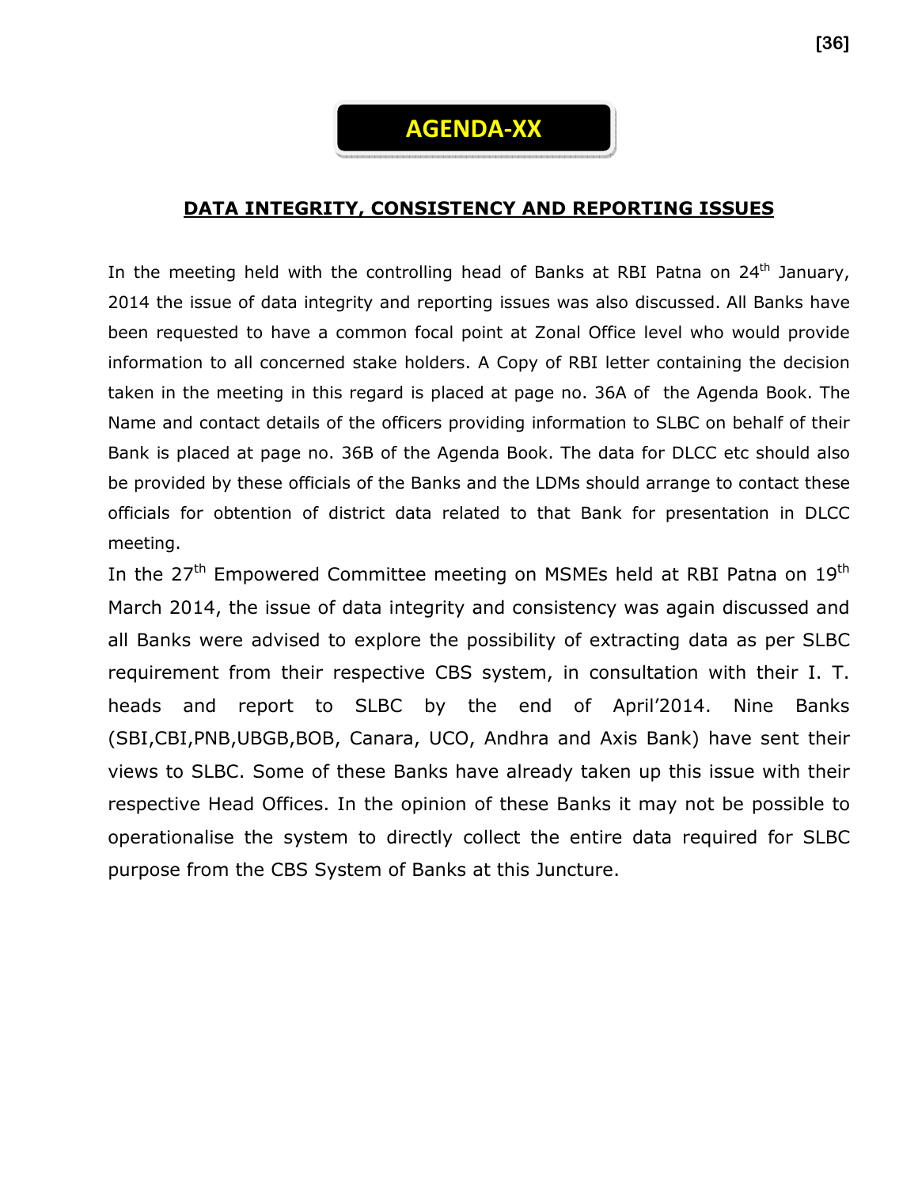# AGENDA-XX

## DATA INTEGRITY, CONSISTENCY AND REPORTING ISSUES

In the meeting held with the controlling head of Banks at RBI Patna on 24th January, 2014 the issue of data integrity and reporting issues was also discussed. All Banks have been requested to have a common focal point at Zonal Office level who would provide information to all concerned stake holders. A Copy of RBI letter containing the decision taken in the meeting in this regard is placed at page no. 36A of the Agenda Book. The Name and contact details of the officers providing information to SLBC on behalf of their Bank is placed at page no. 36B of the Agenda Book. The data for DLCC etc should also be provided by these officials of the Banks and the LDMs should arrange to contact these officials for obtention of district data related to that Bank for presentation in DLCC meeting.

In the 27th Empowered Committee meeting on MSMEs held at RBI Patna on 19th March 2014, the issue of data integrity and consistency was again discussed and all Banks were advised to explore the possibility of extracting data as per SLBC requirement from their respective CBS system, in consultation with their I. T. heads and report to SLBC by the end of April'2014. Nine Banks (SBI,CBI,PNB,UBGB,BOB, Canara, UCO, Andhra and Axis Bank) have sent their views to SLBC. Some of these Banks have already taken up this issue with their respective Head Offices. In the opinion of these Banks it may not be possible to operationalise the system to directly collect the entire data required for SLBC purpose from the CBS System of Banks at this Juncture.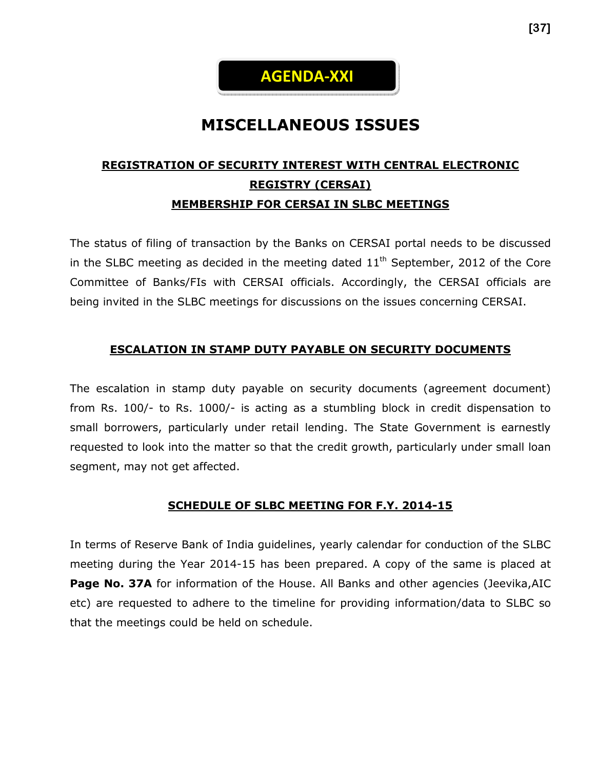# AGENDA-XXI

# MISCELLANEOUS ISSUES

## REGISTRATION OF SECURITY INTEREST WITH CENTRAL ELECTRONIC REGISTRY (CERSAI)

## MEMBERSHIP FOR CERSAI IN SLBC MEETINGS

The status of filing of transaction by the Banks on CERSAI portal needs to be discussed in the SLBC meeting as decided in the meeting dated 11th September, 2012 of the Core Committee of Banks/FIs with CERSAI officials. Accordingly, the CERSAI officials are being invited in the SLBC meetings for discussions on the issues concerning CERSAI.

## ESCALATION IN STAMP DUTY PAYABLE ON SECURITY DOCUMENTS

The escalation in stamp duty payable on security documents (agreement document) from Rs. 100/- to Rs. 1000/- is acting as a stumbling block in credit dispensation to small borrowers, particularly under retail lending. The State Government is earnestly requested to look into the matter so that the credit growth, particularly under small loan segment, may not get affected.

## SCHEDULE OF SLBC MEETING FOR F.Y. 2014-15

In terms of Reserve Bank of India guidelines, yearly calendar for conduction of the SLBC meeting during the Year 2014-15 has been prepared. A copy of the same is placed at **Page No. 37A** for information of the House. All Banks and other agencies (Jeevika,AIC etc) are requested to adhere to the timeline for providing information/data to SLBC so that the meetings could be held on schedule.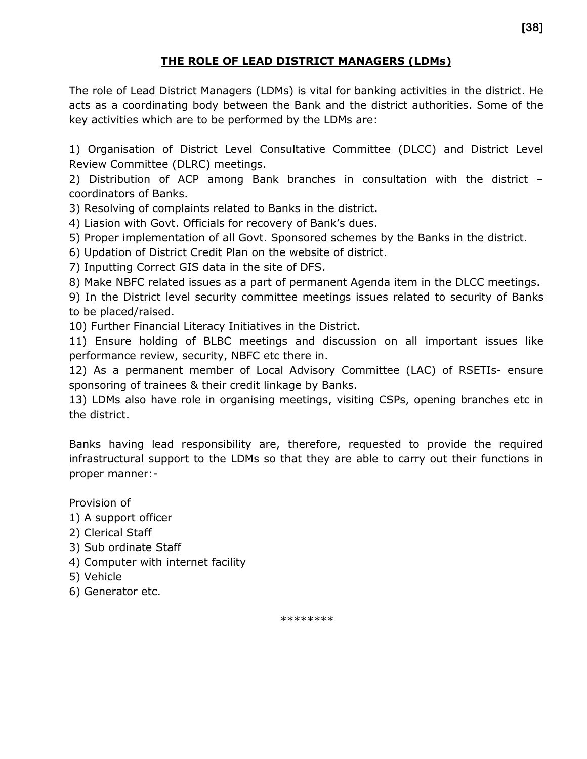## THE ROLE OF LEAD DISTRICT MANAGERS (LDMs)

The role of Lead District Managers (LDMs) is vital for banking activities in the district. He acts as a coordinating body between the Bank and the district authorities. Some of the key activities which are to be performed by the LDMs are:

1) Organisation of District Level Consultative Committee (DLCC) and District Level Review Committee (DLRC) meetings.
2) Distribution of ACP among Bank branches in consultation with the district – coordinators of Banks.
3) Resolving of complaints related to Banks in the district.
4) Liasion with Govt. Officials for recovery of Bank's dues.
5) Proper implementation of all Govt. Sponsored schemes by the Banks in the district.
6) Updation of District Credit Plan on the website of district.
7) Inputting Correct GIS data in the site of DFS.
8) Make NBFC related issues as a part of permanent Agenda item in the DLCC meetings.
9) In the District level security committee meetings issues related to security of Banks to be placed/raised.
10) Further Financial Literacy Initiatives in the District.
11) Ensure holding of BLBC meetings and discussion on all important issues like performance review, security, NBFC etc there in.
12) As a permanent member of Local Advisory Committee (LAC) of RSETIs- ensure sponsoring of trainees & their credit linkage by Banks.
13) LDMs also have role in organising meetings, visiting CSPs, opening branches etc in the district.

Banks having lead responsibility are, therefore, requested to provide the required infrastructural support to the LDMs so that they are able to carry out their functions in proper manner:-

Provision of
1) A support officer
2) Clerical Staff
3) Sub ordinate Staff
4) Computer with internet facility
5) Vehicle
6) Generator etc.

********